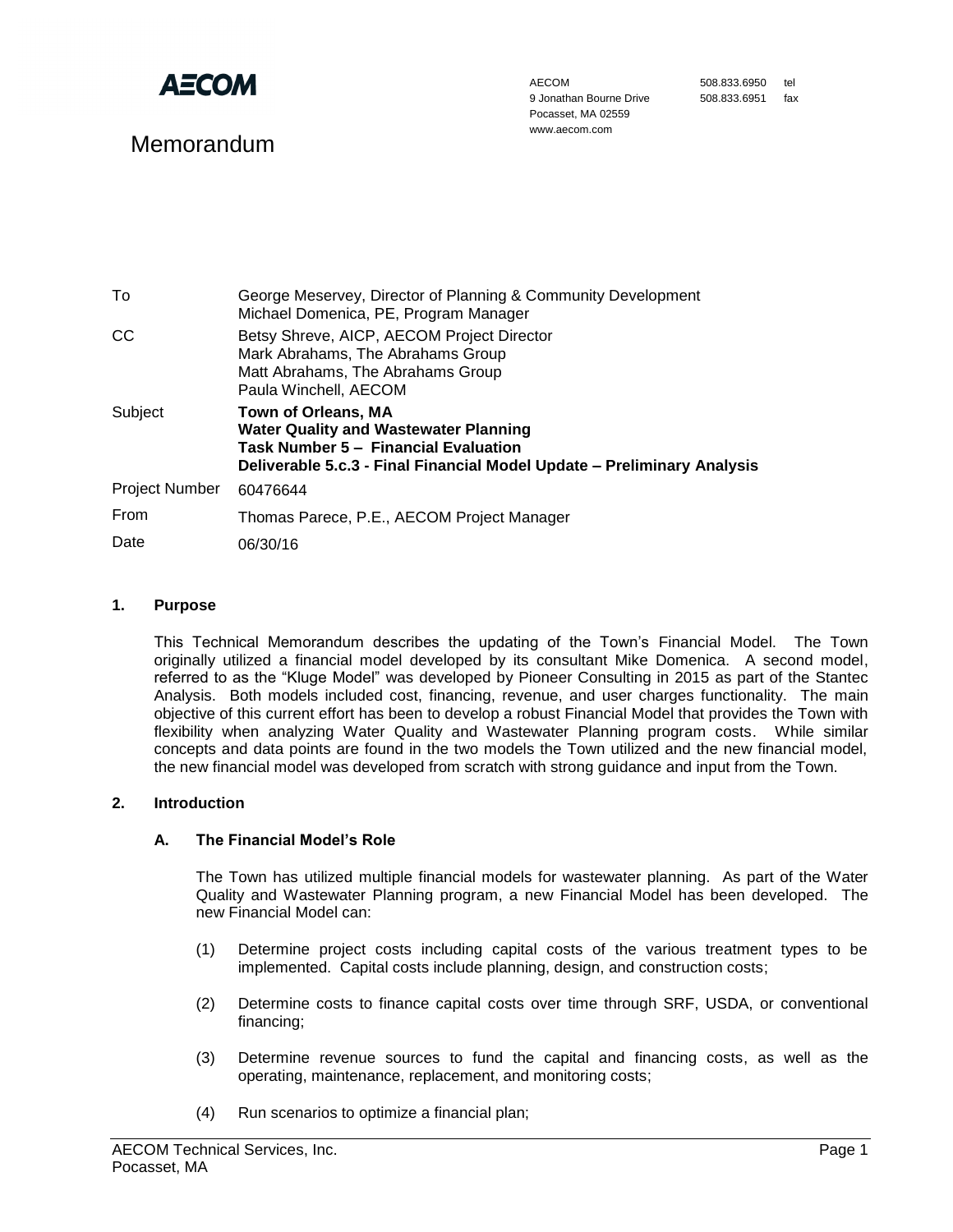**AECOM**

AECOM
9 Jonathan Bourne Drive
Pocasset, MA 02559
www.aecom.com

508.833.6950 tel
508.833.6951 fax

# Memorandum

| | |
|---|---|
| To | George Meservey, Director of Planning & Community Development<br>Michael Domenica, PE, Program Manager |
| CC | Betsy Shreve, AICP, AECOM Project Director<br>Mark Abrahams, The Abrahams Group<br>Matt Abrahams, The Abrahams Group<br>Paula Winchell, AECOM |
| Subject | **Town of Orleans, MA**<br>**Water Quality and Wastewater Planning**<br>**Task Number 5 – Financial Evaluation**<br>**Deliverable 5.c.3 - Final Financial Model Update – Preliminary Analysis** |
| Project Number | 60476644 |
| From | Thomas Parece, P.E., AECOM Project Manager |
| Date | 06/30/16 |

## 1. Purpose

This Technical Memorandum describes the updating of the Town's Financial Model. The Town originally utilized a financial model developed by its consultant Mike Domenica. A second model, referred to as the "Kluge Model" was developed by Pioneer Consulting in 2015 as part of the Stantec Analysis. Both models included cost, financing, revenue, and user charges functionality. The main objective of this current effort has been to develop a robust Financial Model that provides the Town with flexibility when analyzing Water Quality and Wastewater Planning program costs. While similar concepts and data points are found in the two models the Town utilized and the new financial model, the new financial model was developed from scratch with strong guidance and input from the Town.

## 2. Introduction

### A. The Financial Model's Role

The Town has utilized multiple financial models for wastewater planning. As part of the Water Quality and Wastewater Planning program, a new Financial Model has been developed. The new Financial Model can:

(1) Determine project costs including capital costs of the various treatment types to be implemented. Capital costs include planning, design, and construction costs;

(2) Determine costs to finance capital costs over time through SRF, USDA, or conventional financing;

(3) Determine revenue sources to fund the capital and financing costs, as well as the operating, maintenance, replacement, and monitoring costs;

(4) Run scenarios to optimize a financial plan;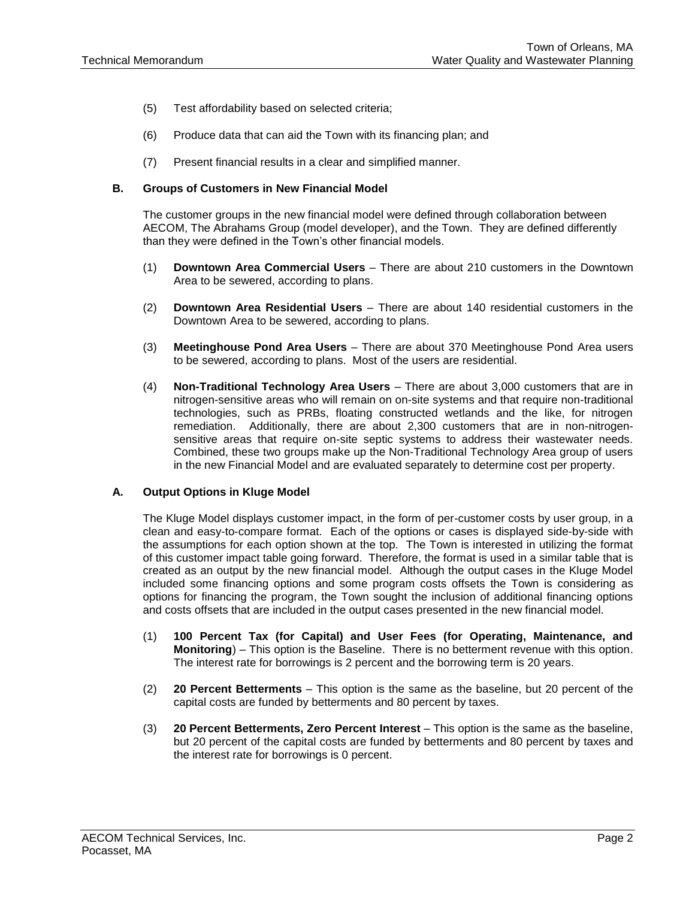(5) Test affordability based on selected criteria;

(6) Produce data that can aid the Town with its financing plan; and

(7) Present financial results in a clear and simplified manner.

### B. Groups of Customers in New Financial Model

The customer groups in the new financial model were defined through collaboration between AECOM, The Abrahams Group (model developer), and the Town. They are defined differently than they were defined in the Town's other financial models.

(1) **Downtown Area Commercial Users** – There are about 210 customers in the Downtown Area to be sewered, according to plans.

(2) **Downtown Area Residential Users** – There are about 140 residential customers in the Downtown Area to be sewered, according to plans.

(3) **Meetinghouse Pond Area Users** – There are about 370 Meetinghouse Pond Area users to be sewered, according to plans. Most of the users are residential.

(4) **Non-Traditional Technology Area Users** – There are about 3,000 customers that are in nitrogen-sensitive areas who will remain on on-site systems and that require non-traditional technologies, such as PRBs, floating constructed wetlands and the like, for nitrogen remediation. Additionally, there are about 2,300 customers that are in non-nitrogen-sensitive areas that require on-site septic systems to address their wastewater needs. Combined, these two groups make up the Non-Traditional Technology Area group of users in the new Financial Model and are evaluated separately to determine cost per property.

### A. Output Options in Kluge Model

The Kluge Model displays customer impact, in the form of per-customer costs by user group, in a clean and easy-to-compare format. Each of the options or cases is displayed side-by-side with the assumptions for each option shown at the top. The Town is interested in utilizing the format of this customer impact table going forward. Therefore, the format is used in a similar table that is created as an output by the new financial model. Although the output cases in the Kluge Model included some financing options and some program costs offsets the Town is considering as options for financing the program, the Town sought the inclusion of additional financing options and costs offsets that are included in the output cases presented in the new financial model.

(1) **100 Percent Tax (for Capital) and User Fees (for Operating, Maintenance, and Monitoring**) – This option is the Baseline. There is no betterment revenue with this option. The interest rate for borrowings is 2 percent and the borrowing term is 20 years.

(2) **20 Percent Betterments** – This option is the same as the baseline, but 20 percent of the capital costs are funded by betterments and 80 percent by taxes.

(3) **20 Percent Betterments, Zero Percent Interest** – This option is the same as the baseline, but 20 percent of the capital costs are funded by betterments and 80 percent by taxes and the interest rate for borrowings is 0 percent.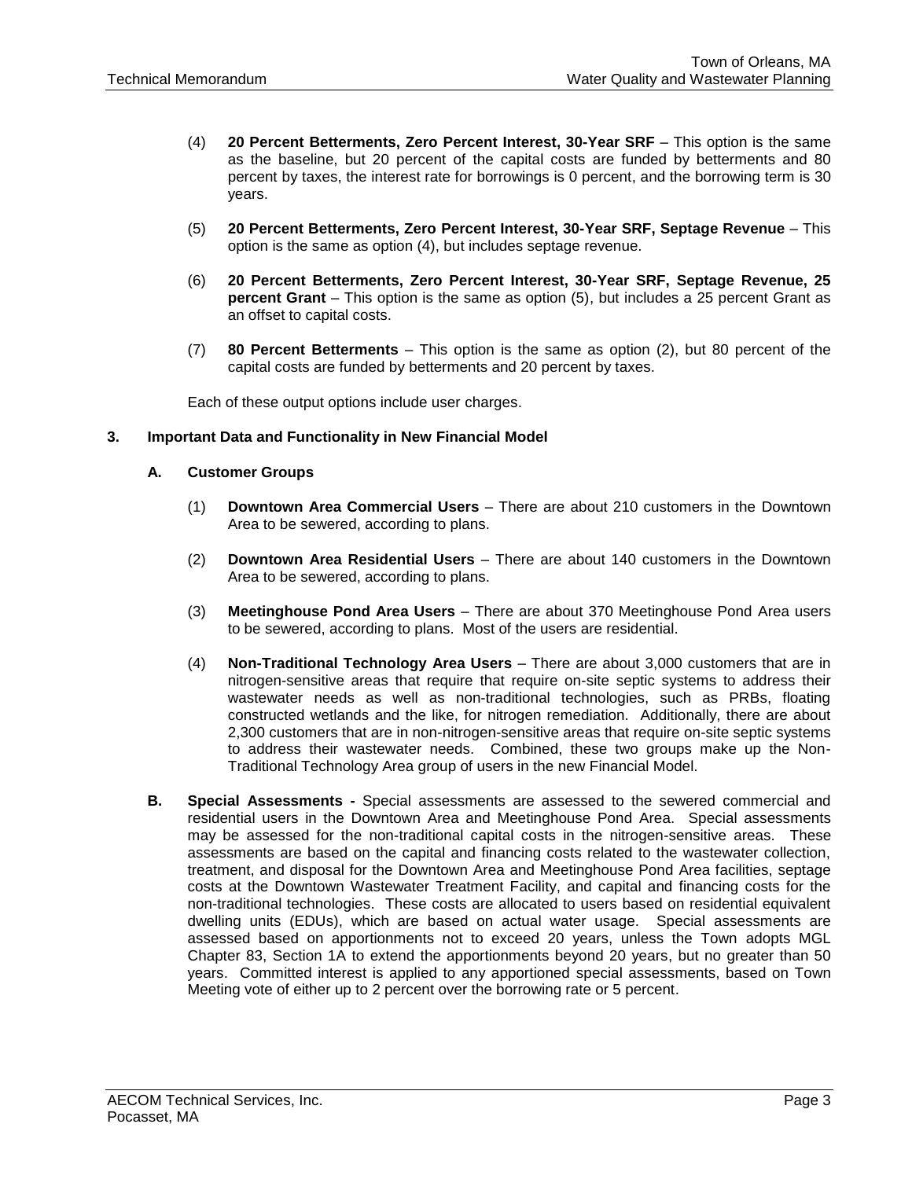(4) **20 Percent Betterments, Zero Percent Interest, 30-Year SRF** – This option is the same as the baseline, but 20 percent of the capital costs are funded by betterments and 80 percent by taxes, the interest rate for borrowings is 0 percent, and the borrowing term is 30 years.

(5) **20 Percent Betterments, Zero Percent Interest, 30-Year SRF, Septage Revenue** – This option is the same as option (4), but includes septage revenue.

(6) **20 Percent Betterments, Zero Percent Interest, 30-Year SRF, Septage Revenue, 25 percent Grant** – This option is the same as option (5), but includes a 25 percent Grant as an offset to capital costs.

(7) **80 Percent Betterments** – This option is the same as option (2), but 80 percent of the capital costs are funded by betterments and 20 percent by taxes.

Each of these output options include user charges.

## 3. Important Data and Functionality in New Financial Model

### A. Customer Groups

(1) **Downtown Area Commercial Users** – There are about 210 customers in the Downtown Area to be sewered, according to plans.

(2) **Downtown Area Residential Users** – There are about 140 customers in the Downtown Area to be sewered, according to plans.

(3) **Meetinghouse Pond Area Users** – There are about 370 Meetinghouse Pond Area users to be sewered, according to plans. Most of the users are residential.

(4) **Non-Traditional Technology Area Users** – There are about 3,000 customers that are in nitrogen-sensitive areas that require that require on-site septic systems to address their wastewater needs as well as non-traditional technologies, such as PRBs, floating constructed wetlands and the like, for nitrogen remediation. Additionally, there are about 2,300 customers that are in non-nitrogen-sensitive areas that require on-site septic systems to address their wastewater needs. Combined, these two groups make up the Non-Traditional Technology Area group of users in the new Financial Model.

**B. Special Assessments -** Special assessments are assessed to the sewered commercial and residential users in the Downtown Area and Meetinghouse Pond Area. Special assessments may be assessed for the non-traditional capital costs in the nitrogen-sensitive areas. These assessments are based on the capital and financing costs related to the wastewater collection, treatment, and disposal for the Downtown Area and Meetinghouse Pond Area facilities, septage costs at the Downtown Wastewater Treatment Facility, and capital and financing costs for the non-traditional technologies. These costs are allocated to users based on residential equivalent dwelling units (EDUs), which are based on actual water usage. Special assessments are assessed based on apportionments not to exceed 20 years, unless the Town adopts MGL Chapter 83, Section 1A to extend the apportionments beyond 20 years, but no greater than 50 years. Committed interest is applied to any apportioned special assessments, based on Town Meeting vote of either up to 2 percent over the borrowing rate or 5 percent.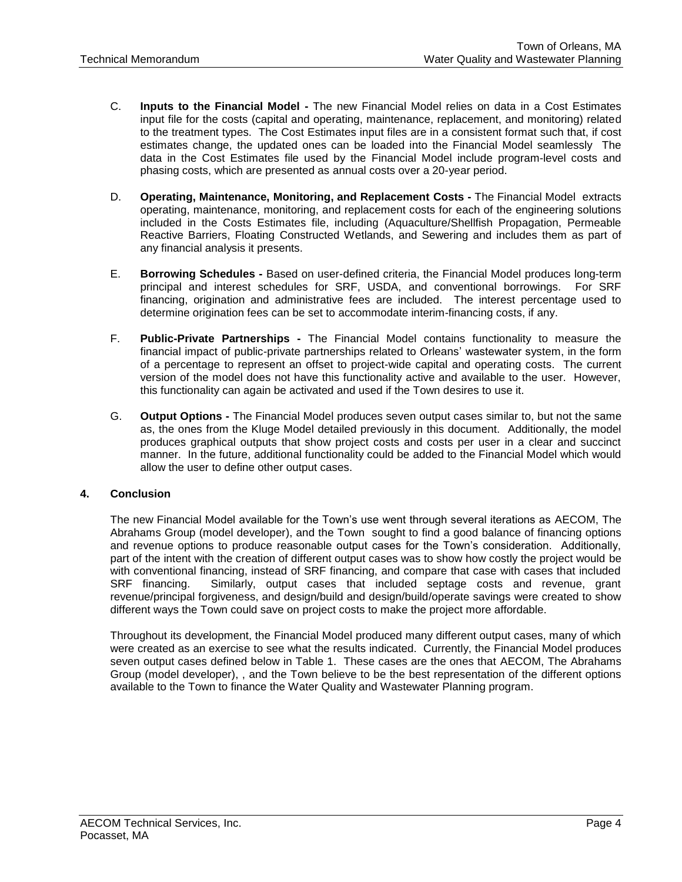C. **Inputs to the Financial Model -** The new Financial Model relies on data in a Cost Estimates input file for the costs (capital and operating, maintenance, replacement, and monitoring) related to the treatment types. The Cost Estimates input files are in a consistent format such that, if cost estimates change, the updated ones can be loaded into the Financial Model seamlessly The data in the Cost Estimates file used by the Financial Model include program-level costs and phasing costs, which are presented as annual costs over a 20-year period.

D. **Operating, Maintenance, Monitoring, and Replacement Costs -** The Financial Model extracts operating, maintenance, monitoring, and replacement costs for each of the engineering solutions included in the Costs Estimates file, including (Aquaculture/Shellfish Propagation, Permeable Reactive Barriers, Floating Constructed Wetlands, and Sewering and includes them as part of any financial analysis it presents.

E. **Borrowing Schedules -** Based on user-defined criteria, the Financial Model produces long-term principal and interest schedules for SRF, USDA, and conventional borrowings. For SRF financing, origination and administrative fees are included. The interest percentage used to determine origination fees can be set to accommodate interim-financing costs, if any.

F. **Public-Private Partnerships -** The Financial Model contains functionality to measure the financial impact of public-private partnerships related to Orleans' wastewater system, in the form of a percentage to represent an offset to project-wide capital and operating costs. The current version of the model does not have this functionality active and available to the user. However, this functionality can again be activated and used if the Town desires to use it.

G. **Output Options -** The Financial Model produces seven output cases similar to, but not the same as, the ones from the Kluge Model detailed previously in this document. Additionally, the model produces graphical outputs that show project costs and costs per user in a clear and succinct manner. In the future, additional functionality could be added to the Financial Model which would allow the user to define other output cases.

## 4. Conclusion

The new Financial Model available for the Town's use went through several iterations as AECOM, The Abrahams Group (model developer), and the Town sought to find a good balance of financing options and revenue options to produce reasonable output cases for the Town's consideration. Additionally, part of the intent with the creation of different output cases was to show how costly the project would be with conventional financing, instead of SRF financing, and compare that case with cases that included SRF financing. Similarly, output cases that included septage costs and revenue, grant revenue/principal forgiveness, and design/build and design/build/operate savings were created to show different ways the Town could save on project costs to make the project more affordable.

Throughout its development, the Financial Model produced many different output cases, many of which were created as an exercise to see what the results indicated. Currently, the Financial Model produces seven output cases defined below in Table 1. These cases are the ones that AECOM, The Abrahams Group (model developer), , and the Town believe to be the best representation of the different options available to the Town to finance the Water Quality and Wastewater Planning program.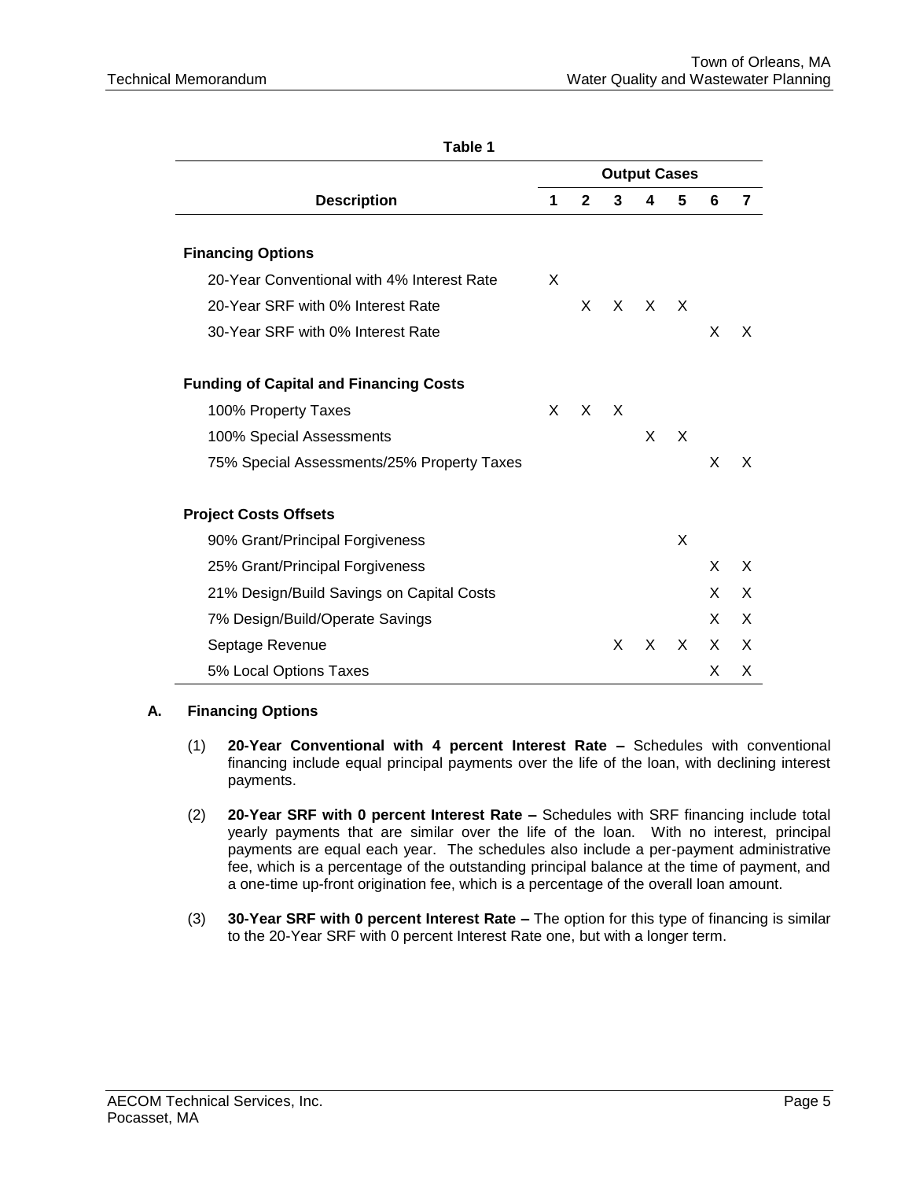**Table 1**

| Description | Output Cases | | | | | | |
|---|---|---|---|---|---|---|---|
| | 1 | 2 | 3 | 4 | 5 | 6 | 7 |
| **Financing Options** | | | | | | | |
| 20-Year Conventional with 4% Interest Rate | X | | | | | | |
| 20-Year SRF with 0% Interest Rate | | X | X | X | X | | |
| 30-Year SRF with 0% Interest Rate | | | | | | X | X |
| **Funding of Capital and Financing Costs** | | | | | | | |
| 100% Property Taxes | X | X | X | | | | |
| 100% Special Assessments | | | | X | X | | |
| 75% Special Assessments/25% Property Taxes | | | | | | X | X |
| **Project Costs Offsets** | | | | | | | |
| 90% Grant/Principal Forgiveness | | | | | X | | |
| 25% Grant/Principal Forgiveness | | | | | | X | X |
| 21% Design/Build Savings on Capital Costs | | | | | | X | X |
| 7% Design/Build/Operate Savings | | | | | | X | X |
| Septage Revenue | | | X | X | X | X | X |
| 5% Local Options Taxes | | | | | | X | X |

### A. Financing Options

(1) **20-Year Conventional with 4 percent Interest Rate –** Schedules with conventional financing include equal principal payments over the life of the loan, with declining interest payments.

(2) **20-Year SRF with 0 percent Interest Rate –** Schedules with SRF financing include total yearly payments that are similar over the life of the loan. With no interest, principal payments are equal each year. The schedules also include a per-payment administrative fee, which is a percentage of the outstanding principal balance at the time of payment, and a one-time up-front origination fee, which is a percentage of the overall loan amount.

(3) **30-Year SRF with 0 percent Interest Rate –** The option for this type of financing is similar to the 20-Year SRF with 0 percent Interest Rate one, but with a longer term.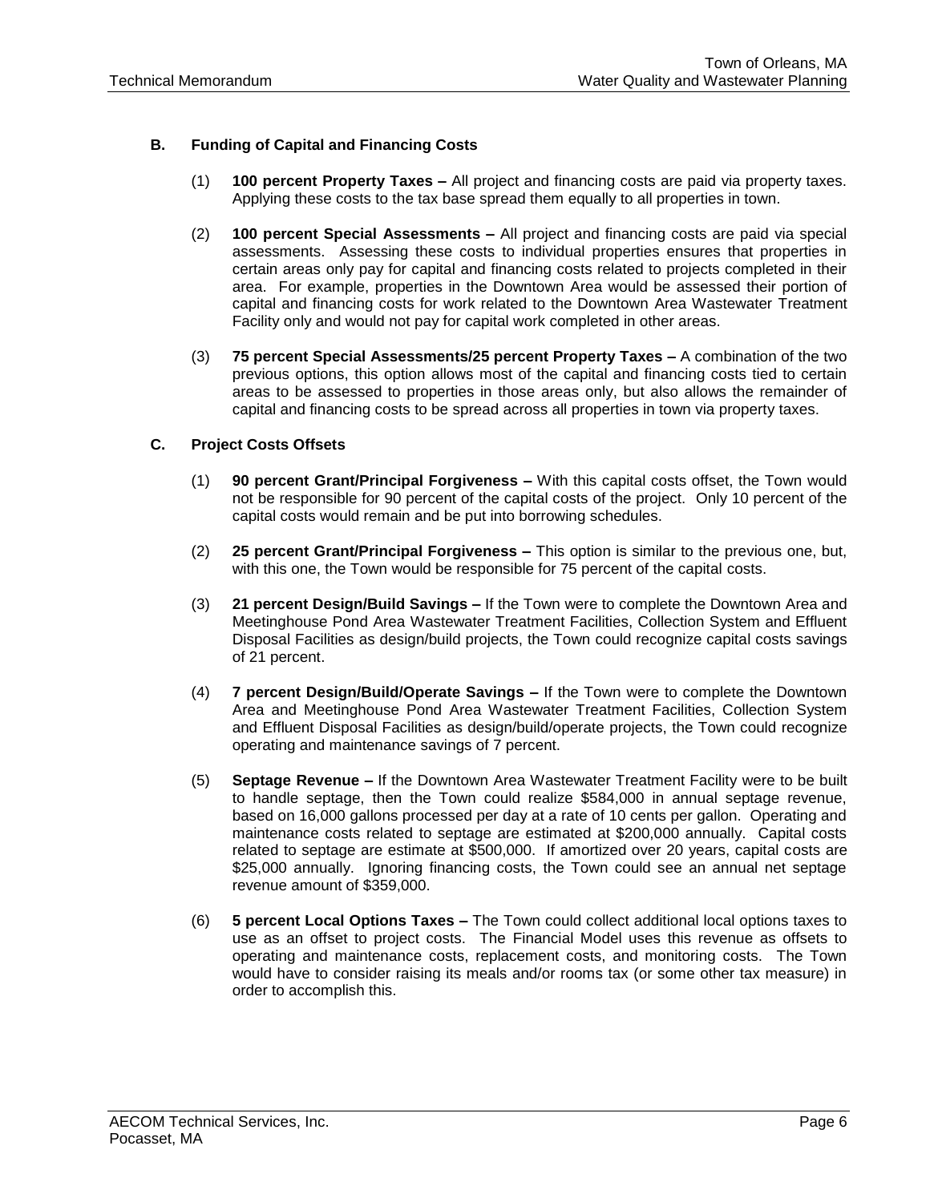### B. Funding of Capital and Financing Costs

(1) **100 percent Property Taxes –** All project and financing costs are paid via property taxes. Applying these costs to the tax base spread them equally to all properties in town.

(2) **100 percent Special Assessments –** All project and financing costs are paid via special assessments. Assessing these costs to individual properties ensures that properties in certain areas only pay for capital and financing costs related to projects completed in their area. For example, properties in the Downtown Area would be assessed their portion of capital and financing costs for work related to the Downtown Area Wastewater Treatment Facility only and would not pay for capital work completed in other areas.

(3) **75 percent Special Assessments/25 percent Property Taxes –** A combination of the two previous options, this option allows most of the capital and financing costs tied to certain areas to be assessed to properties in those areas only, but also allows the remainder of capital and financing costs to be spread across all properties in town via property taxes.

### C. Project Costs Offsets

(1) **90 percent Grant/Principal Forgiveness –** With this capital costs offset, the Town would not be responsible for 90 percent of the capital costs of the project. Only 10 percent of the capital costs would remain and be put into borrowing schedules.

(2) **25 percent Grant/Principal Forgiveness –** This option is similar to the previous one, but, with this one, the Town would be responsible for 75 percent of the capital costs.

(3) **21 percent Design/Build Savings –** If the Town were to complete the Downtown Area and Meetinghouse Pond Area Wastewater Treatment Facilities, Collection System and Effluent Disposal Facilities as design/build projects, the Town could recognize capital costs savings of 21 percent.

(4) **7 percent Design/Build/Operate Savings –** If the Town were to complete the Downtown Area and Meetinghouse Pond Area Wastewater Treatment Facilities, Collection System and Effluent Disposal Facilities as design/build/operate projects, the Town could recognize operating and maintenance savings of 7 percent.

(5) **Septage Revenue –** If the Downtown Area Wastewater Treatment Facility were to be built to handle septage, then the Town could realize $584,000 in annual septage revenue, based on 16,000 gallons processed per day at a rate of 10 cents per gallon. Operating and maintenance costs related to septage are estimated at $200,000 annually. Capital costs related to septage are estimate at $500,000. If amortized over 20 years, capital costs are $25,000 annually. Ignoring financing costs, the Town could see an annual net septage revenue amount of $359,000.

(6) **5 percent Local Options Taxes –** The Town could collect additional local options taxes to use as an offset to project costs. The Financial Model uses this revenue as offsets to operating and maintenance costs, replacement costs, and monitoring costs. The Town would have to consider raising its meals and/or rooms tax (or some other tax measure) in order to accomplish this.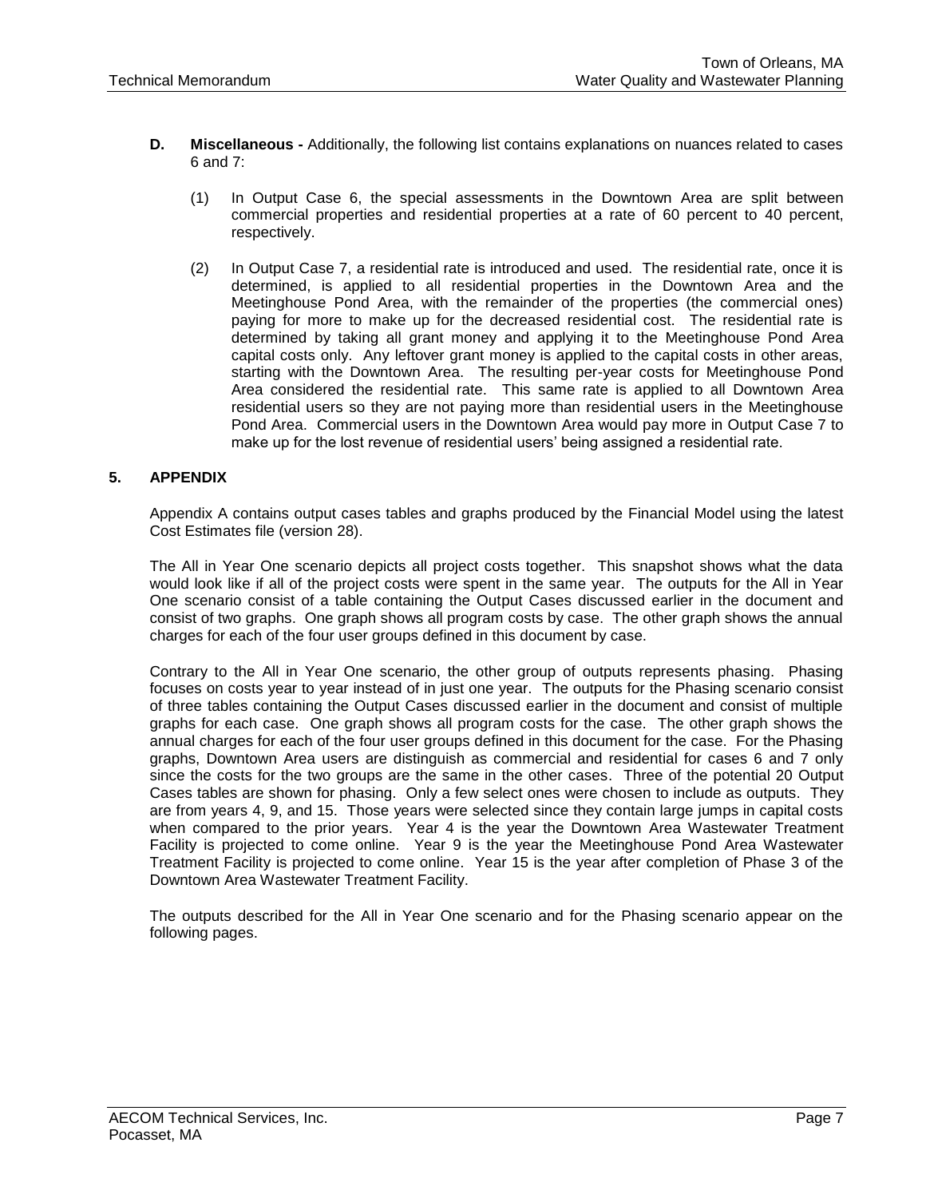**D. Miscellaneous -** Additionally, the following list contains explanations on nuances related to cases 6 and 7:

(1) In Output Case 6, the special assessments in the Downtown Area are split between commercial properties and residential properties at a rate of 60 percent to 40 percent, respectively.

(2) In Output Case 7, a residential rate is introduced and used. The residential rate, once it is determined, is applied to all residential properties in the Downtown Area and the Meetinghouse Pond Area, with the remainder of the properties (the commercial ones) paying for more to make up for the decreased residential cost. The residential rate is determined by taking all grant money and applying it to the Meetinghouse Pond Area capital costs only. Any leftover grant money is applied to the capital costs in other areas, starting with the Downtown Area. The resulting per-year costs for Meetinghouse Pond Area considered the residential rate. This same rate is applied to all Downtown Area residential users so they are not paying more than residential users in the Meetinghouse Pond Area. Commercial users in the Downtown Area would pay more in Output Case 7 to make up for the lost revenue of residential users' being assigned a residential rate.

## 5. APPENDIX

Appendix A contains output cases tables and graphs produced by the Financial Model using the latest Cost Estimates file (version 28).

The All in Year One scenario depicts all project costs together. This snapshot shows what the data would look like if all of the project costs were spent in the same year. The outputs for the All in Year One scenario consist of a table containing the Output Cases discussed earlier in the document and consist of two graphs. One graph shows all program costs by case. The other graph shows the annual charges for each of the four user groups defined in this document by case.

Contrary to the All in Year One scenario, the other group of outputs represents phasing. Phasing focuses on costs year to year instead of in just one year. The outputs for the Phasing scenario consist of three tables containing the Output Cases discussed earlier in the document and consist of multiple graphs for each case. One graph shows all program costs for the case. The other graph shows the annual charges for each of the four user groups defined in this document for the case. For the Phasing graphs, Downtown Area users are distinguish as commercial and residential for cases 6 and 7 only since the costs for the two groups are the same in the other cases. Three of the potential 20 Output Cases tables are shown for phasing. Only a few select ones were chosen to include as outputs. They are from years 4, 9, and 15. Those years were selected since they contain large jumps in capital costs when compared to the prior years. Year 4 is the year the Downtown Area Wastewater Treatment Facility is projected to come online. Year 9 is the year the Meetinghouse Pond Area Wastewater Treatment Facility is projected to come online. Year 15 is the year after completion of Phase 3 of the Downtown Area Wastewater Treatment Facility.

The outputs described for the All in Year One scenario and for the Phasing scenario appear on the following pages.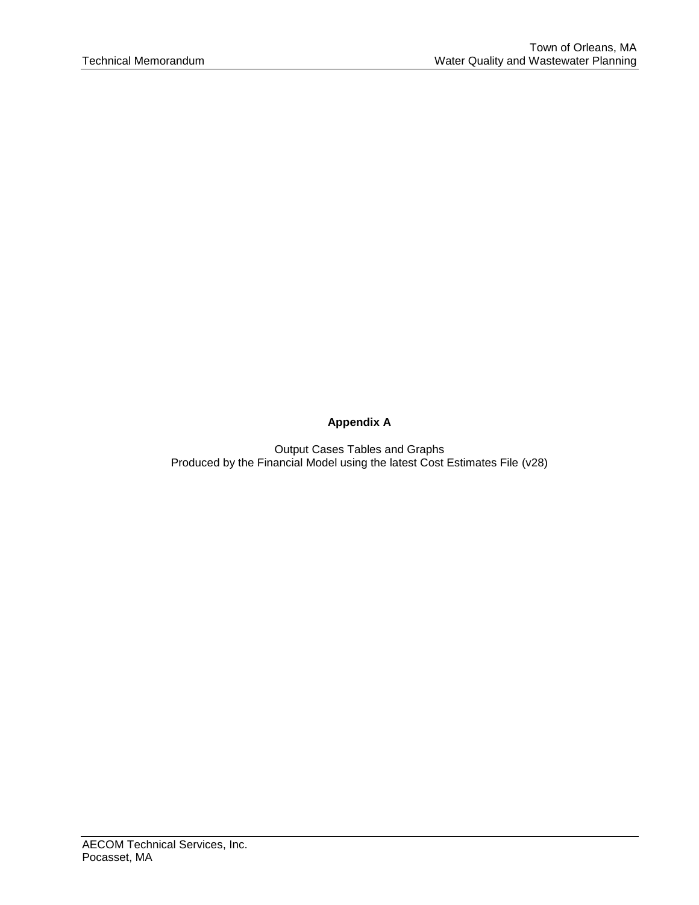**Appendix A**

Output Cases Tables and Graphs
Produced by the Financial Model using the latest Cost Estimates File (v28)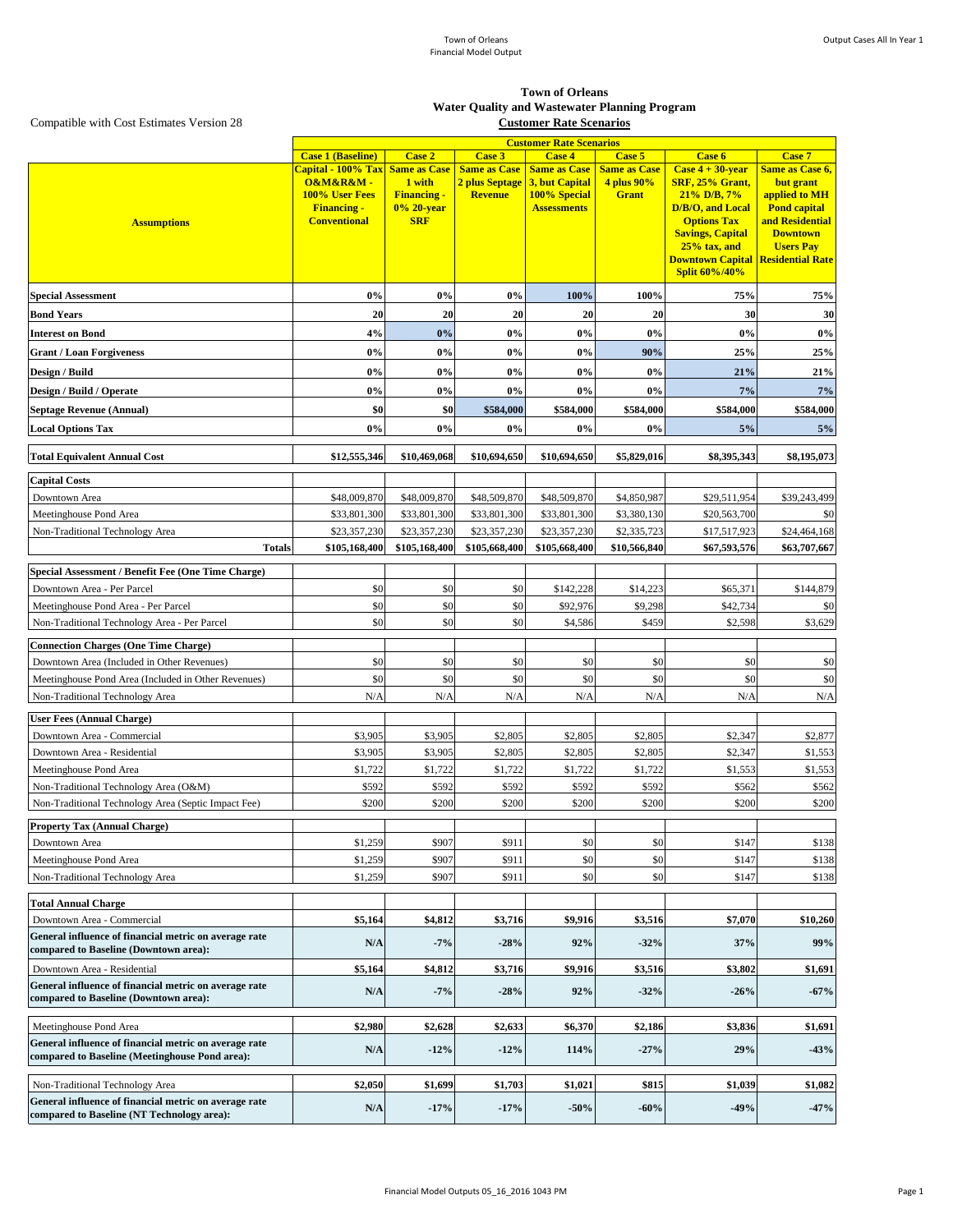# Town of Orleans
## Water Quality and Wastewater Planning Program
### Customer Rate Scenarios

Compatible with Cost Estimates Version 28

| | Customer Rate Scenarios | | | | | | |
|---|---|---|---|---|---|---|---|
| | **Case 1 (Baseline)** | **Case 2** | **Case 3** | **Case 4** | **Case 5** | **Case 6** | **Case 7** |
| **Assumptions** | **Capital - 100% Tax O&M&R&M - 100% User Fees Financing - Conventional** | **Same as Case 1 with Financing - 0% 20-year SRF** | **Same as Case 2 plus Septage Revenue** | **Same as Case 3, but Capital 100% Special Assessments** | **Same as Case 4 plus 90% Grant** | **Case 4 + 30-year SRF, 25% Grant, 21% D/B, 7% D/B/O, and Local Options Tax Savings, Capital 25% tax, and Downtown Capital Split 60%/40%** | **Same as Case 6, but grant applied to MH Pond capital and Residential Downtown Users Pay Residential Rate** |
| **Special Assessment** | **0%** | **0%** | **0%** | **100%** | **100%** | **75%** | **75%** |
| **Bond Years** | **20** | **20** | **20** | **20** | **20** | **30** | **30** |
| **Interest on Bond** | **4%** | **0%** | **0%** | **0%** | **0%** | **0%** | **0%** |
| **Grant / Loan Forgiveness** | **0%** | **0%** | **0%** | **0%** | **90%** | **25%** | **25%** |
| **Design / Build** | **0%** | **0%** | **0%** | **0%** | **0%** | **21%** | **21%** |
| **Design / Build / Operate** | **0%** | **0%** | **0%** | **0%** | **0%** | **7%** | **7%** |
| **Septage Revenue (Annual)** | **$0** | **$0** | **$584,000** | **$584,000** | **$584,000** | **$584,000** | **$584,000** |
| **Local Options Tax** | **0%** | **0%** | **0%** | **0%** | **0%** | **5%** | **5%** |
| **Total Equivalent Annual Cost** | **$12,555,346** | **$10,469,068** | **$10,694,650** | **$10,694,650** | **$5,829,016** | **$8,395,343** | **$8,195,073** |
| **Capital Costs** | | | | | | | |
| Downtown Area | $48,009,870 | $48,009,870 | $48,509,870 | $48,509,870 | $4,850,987 | $29,511,954 | $39,243,499 |
| Meetinghouse Pond Area | $33,801,300 | $33,801,300 | $33,801,300 | $33,801,300 | $3,380,130 | $20,563,700 | $0 |
| Non-Traditional Technology Area | $23,357,230 | $23,357,230 | $23,357,230 | $23,357,230 | $2,335,723 | $17,517,923 | $24,464,168 |
| **Totals** | **$105,168,400** | **$105,168,400** | **$105,668,400** | **$105,668,400** | **$10,566,840** | **$67,593,576** | **$63,707,667** |
| **Special Assessment / Benefit Fee (One Time Charge)** | | | | | | | |
| Downtown Area - Per Parcel | $0 | $0 | $0 | $142,228 | $14,223 | $65,371 | $144,879 |
| Meetinghouse Pond Area - Per Parcel | $0 | $0 | $0 | $92,976 | $9,298 | $42,734 | $0 |
| Non-Traditional Technology Area - Per Parcel | $0 | $0 | $0 | $4,586 | $459 | $2,598 | $3,629 |
| **Connection Charges (One Time Charge)** | | | | | | | |
| Downtown Area (Included in Other Revenues) | $0 | $0 | $0 | $0 | $0 | $0 | $0 |
| Meetinghouse Pond Area (Included in Other Revenues) | $0 | $0 | $0 | $0 | $0 | $0 | $0 |
| Non-Traditional Technology Area | N/A | N/A | N/A | N/A | N/A | N/A | N/A |
| **User Fees (Annual Charge)** | | | | | | | |
| Downtown Area - Commercial | $3,905 | $3,905 | $2,805 | $2,805 | $2,805 | $2,347 | $2,877 |
| Downtown Area - Residential | $3,905 | $3,905 | $2,805 | $2,805 | $2,805 | $2,347 | $1,553 |
| Meetinghouse Pond Area | $1,722 | $1,722 | $1,722 | $1,722 | $1,722 | $1,553 | $1,553 |
| Non-Traditional Technology Area (O&M) | $592 | $592 | $592 | $592 | $592 | $562 | $562 |
| Non-Traditional Technology Area (Septic Impact Fee) | $200 | $200 | $200 | $200 | $200 | $200 | $200 |
| **Property Tax (Annual Charge)** | | | | | | | |
| Downtown Area | $1,259 | $907 | $911 | $0 | $0 | $147 | $138 |
| Meetinghouse Pond Area | $1,259 | $907 | $911 | $0 | $0 | $147 | $138 |
| Non-Traditional Technology Area | $1,259 | $907 | $911 | $0 | $0 | $147 | $138 |
| **Total Annual Charge** | | | | | | | |
| Downtown Area - Commercial | **$5,164** | **$4,812** | **$3,716** | **$9,916** | **$3,516** | **$7,070** | **$10,260** |
| **General influence of financial metric on average rate compared to Baseline (Downtown area):** | **N/A** | **-7%** | **-28%** | **92%** | **-32%** | **37%** | **99%** |
| Downtown Area - Residential | **$5,164** | **$4,812** | **$3,716** | **$9,916** | **$3,516** | **$3,802** | **$1,691** |
| **General influence of financial metric on average rate compared to Baseline (Downtown area):** | **N/A** | **-7%** | **-28%** | **92%** | **-32%** | **-26%** | **-67%** |
| Meetinghouse Pond Area | **$2,980** | **$2,628** | **$2,633** | **$6,370** | **$2,186** | **$3,836** | **$1,691** |
| **General influence of financial metric on average rate compared to Baseline (Meetinghouse Pond area):** | **N/A** | **-12%** | **-12%** | **114%** | **-27%** | **29%** | **-43%** |
| Non-Traditional Technology Area | **$2,050** | **$1,699** | **$1,703** | **$1,021** | **$815** | **$1,039** | **$1,082** |
| **General influence of financial metric on average rate compared to Baseline (NT Technology area):** | **N/A** | **-17%** | **-17%** | **-50%** | **-60%** | **-49%** | **-47%** |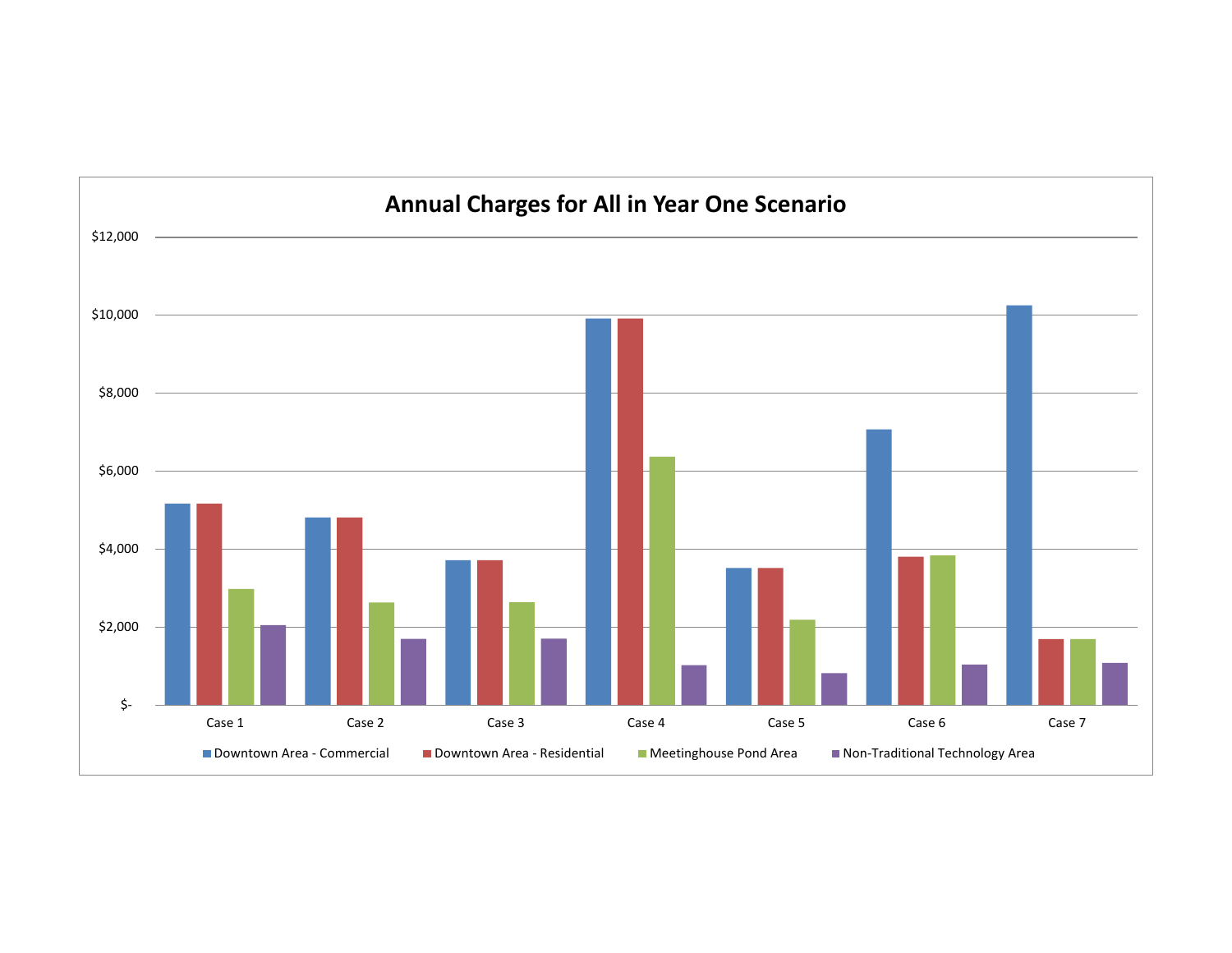## Annual Charges for All in Year One Scenario

$12,000

$10,000

$8,000

$6,000

$4,000

$2,000

$-

Case 1 Case 2 Case 3 Case 4 Case 5 Case 6 Case 7

Downtown Area - Commercial  Downtown Area - Residential  Meetinghouse Pond Area  Non-Traditional Technology Area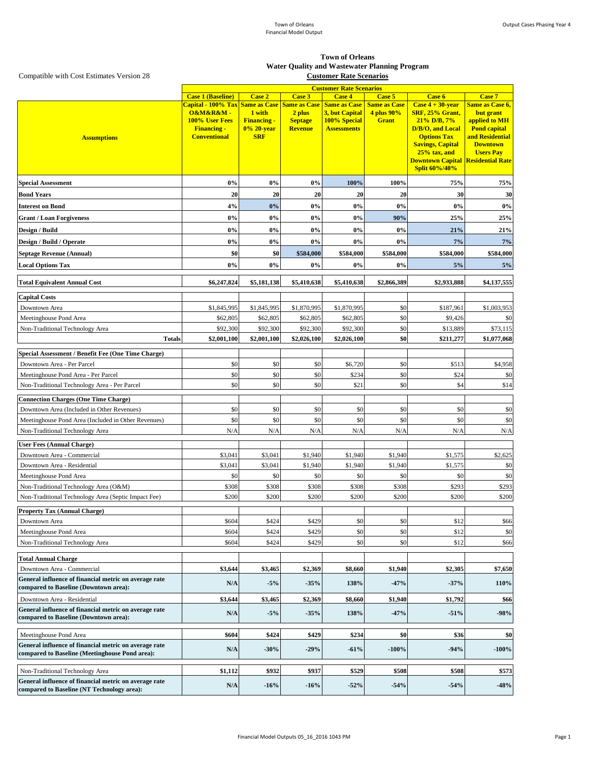**Town of Orleans**
**Water Quality and Wastewater Planning Program**
**Customer Rate Scenarios**

Compatible with Cost Estimates Version 28

| | Customer Rate Scenarios | | | | | | |
|---|---|---|---|---|---|---|---|
| **Assumptions** | **Case 1 (Baseline)** Capital - 100% Tax O&M&R&M - 100% User Fees Financing - Conventional | **Case 2** Same as Case 1 with Financing - 0% 20-year SRF | **Case 3** Same as Case 2 plus Septage Revenue | **Case 4** Same as Case 3, but Capital 100% Special Assessments | **Case 5** Same as Case 4 plus 90% Grant | **Case 6** Case 4 + 30-year SRF, 25% Grant, 21% D/B, 7% D/B/O, and Local Options Tax Savings, Capital 25% tax, and Downtown Capital Split 60%/40% | **Case 7** Same as Case 6, but grant applied to MH Pond capital and Residential Downtown Users Pay Residential Rate |
| **Special Assessment** | 0% | 0% | 0% | 100% | 100% | 75% | 75% |
| **Bond Years** | 20 | 20 | 20 | 20 | 20 | 30 | 30 |
| **Interest on Bond** | 4% | 0% | 0% | 0% | 0% | 0% | 0% |
| **Grant / Loan Forgiveness** | 0% | 0% | 0% | 0% | 90% | 25% | 25% |
| **Design / Build** | 0% | 0% | 0% | 0% | 0% | 21% | 21% |
| **Design / Build / Operate** | 0% | 0% | 0% | 0% | 0% | 7% | 7% |
| **Septage Revenue (Annual)** | $0 | $0 | $584,000 | $584,000 | $584,000 | $584,000 | $584,000 |
| **Local Options Tax** | 0% | 0% | 0% | 0% | 0% | 5% | 5% |
| **Total Equivalent Annual Cost** | $6,247,824 | $5,181,138 | $5,410,638 | $5,410,638 | $2,866,389 | $2,933,888 | $4,137,555 |
| **Capital Costs** | | | | | | | |
| Downtown Area | $1,845,995 | $1,845,995 | $1,870,995 | $1,870,995 | $0 | $187,961 | $1,003,953 |
| Meetinghouse Pond Area | $62,805 | $62,805 | $62,805 | $62,805 | $0 | $9,426 | $0 |
| Non-Traditional Technology Area | $92,300 | $92,300 | $92,300 | $92,300 | $0 | $13,889 | $73,115 |
| **Totals** | **$2,001,100** | **$2,001,100** | **$2,026,100** | **$2,026,100** | **$0** | **$211,277** | **$1,077,068** |
| **Special Assessment / Benefit Fee (One Time Charge)** | | | | | | | |
| Downtown Area - Per Parcel | $0 | $0 | $0 | $6,720 | $0 | $513 | $4,958 |
| Meetinghouse Pond Area - Per Parcel | $0 | $0 | $0 | $234 | $0 | $24 | $0 |
| Non-Traditional Technology Area - Per Parcel | $0 | $0 | $0 | $21 | $0 | $4 | $14 |
| **Connection Charges (One Time Charge)** | | | | | | | |
| Downtown Area (Included in Other Revenues) | $0 | $0 | $0 | $0 | $0 | $0 | $0 |
| Meetinghouse Pond Area (Included in Other Revenues) | $0 | $0 | $0 | $0 | $0 | $0 | $0 |
| Non-Traditional Technology Area | N/A | N/A | N/A | N/A | N/A | N/A | N/A |
| **User Fees (Annual Charge)** | | | | | | | |
| Downtown Area - Commercial | $3,041 | $3,041 | $1,940 | $1,940 | $1,940 | $1,575 | $2,625 |
| Downtown Area - Residential | $3,041 | $3,041 | $1,940 | $1,940 | $1,940 | $1,575 | $0 |
| Meetinghouse Pond Area | $0 | $0 | $0 | $0 | $0 | $0 | $0 |
| Non-Traditional Technology Area (O&M) | $308 | $308 | $308 | $308 | $308 | $293 | $293 |
| Non-Traditional Technology Area (Septic Impact Fee) | $200 | $200 | $200 | $200 | $200 | $200 | $200 |
| **Property Tax (Annual Charge)** | | | | | | | |
| Downtown Area | $604 | $424 | $429 | $0 | $0 | $12 | $66 |
| Meetinghouse Pond Area | $604 | $424 | $429 | $0 | $0 | $12 | $0 |
| Non-Traditional Technology Area | $604 | $424 | $429 | $0 | $0 | $12 | $66 |
| **Total Annual Charge** | | | | | | | |
| Downtown Area - Commercial | **$3,644** | **$3,465** | **$2,369** | **$8,660** | **$1,940** | **$2,305** | **$7,650** |
| **General influence of financial metric on average rate compared to Baseline (Downtown area):** | **N/A** | **-5%** | **-35%** | **138%** | **-47%** | **-37%** | **110%** |
| Downtown Area - Residential | **$3,644** | **$3,465** | **$2,369** | **$8,660** | **$1,940** | **$1,792** | **$66** |
| **General influence of financial metric on average rate compared to Baseline (Downtown area):** | **N/A** | **-5%** | **-35%** | **138%** | **-47%** | **-51%** | **-98%** |
| Meetinghouse Pond Area | **$604** | **$424** | **$429** | **$234** | **$0** | **$36** | **$0** |
| **General influence of financial metric on average rate compared to Baseline (Meetinghouse Pond area):** | **N/A** | **-30%** | **-29%** | **-61%** | **-100%** | **-94%** | **-100%** |
| Non-Traditional Technology Area | **$1,112** | **$932** | **$937** | **$529** | **$508** | **$508** | **$573** |
| **General influence of financial metric on average rate compared to Baseline (NT Technology area):** | **N/A** | **-16%** | **-16%** | **-52%** | **-54%** | **-54%** | **-48%** |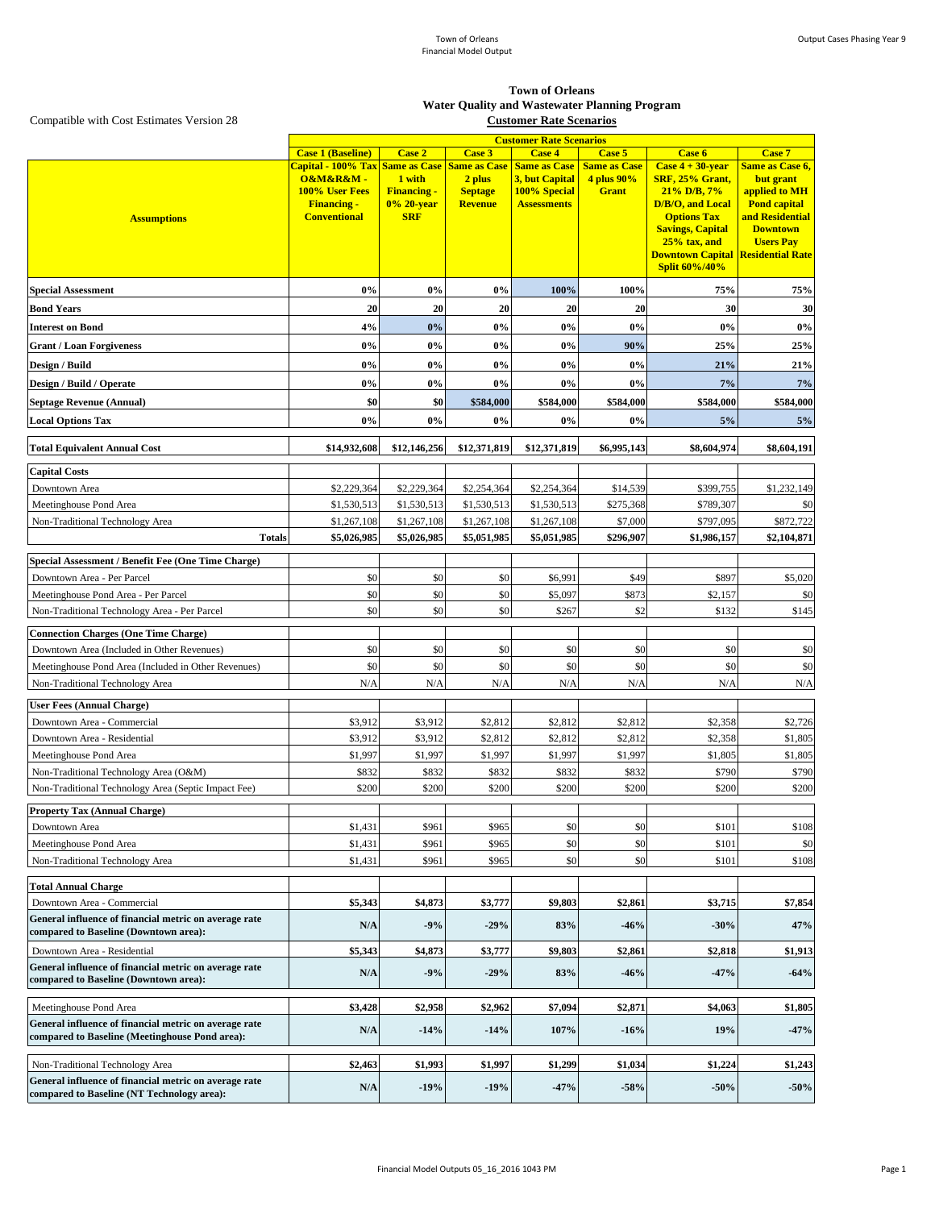# Town of Orleans
## Water Quality and Wastewater Planning Program
### Customer Rate Scenarios

Compatible with Cost Estimates Version 28

| Assumptions | Case 1 (Baseline) | Case 2 | Case 3 | Case 4 | Case 5 | Case 6 | Case 7 |
|---|---|---|---|---|---|---|---|
| | Capital - 100% Tax O&M&R&M - 100% User Fees Financing - Conventional | Same as Case 1 with Financing - 0% 20-year SRF | Same as Case 2 plus Septage Revenue | Same as Case 3, but Capital 100% Special Assessments | Same as Case 4 plus 90% Grant | Case 4 + 30-year SRF, 25% Grant, 21% D/B, 7% D/B/O, and Local Options Tax Savings, Capital 25% tax, and Downtown Capital Split 60%/40% | Same as Case 6, but grant applied to MH Pond capital and Residential Downtown Users Pay Residential Rate |
| **Special Assessment** | **0%** | **0%** | **0%** | **100%** | **100%** | **75%** | **75%** |
| **Bond Years** | **20** | **20** | **20** | **20** | **20** | **30** | **30** |
| **Interest on Bond** | **4%** | **0%** | **0%** | **0%** | **0%** | **0%** | **0%** |
| **Grant / Loan Forgiveness** | **0%** | **0%** | **0%** | **0%** | **90%** | **25%** | **25%** |
| **Design / Build** | **0%** | **0%** | **0%** | **0%** | **0%** | **21%** | **21%** |
| **Design / Build / Operate** | **0%** | **0%** | **0%** | **0%** | **0%** | **7%** | **7%** |
| **Septage Revenue (Annual)** | **$0** | **$0** | **$584,000** | **$584,000** | **$584,000** | **$584,000** | **$584,000** |
| **Local Options Tax** | **0%** | **0%** | **0%** | **0%** | **0%** | **5%** | **5%** |
| **Total Equivalent Annual Cost** | **$14,932,608** | **$12,146,256** | **$12,371,819** | **$12,371,819** | **$6,995,143** | **$8,604,974** | **$8,604,191** |
| **Capital Costs** | | | | | | | |
| Downtown Area | $2,229,364 | $2,229,364 | $2,254,364 | $2,254,364 | $14,539 | $399,755 | $1,232,149 |
| Meetinghouse Pond Area | $1,530,513 | $1,530,513 | $1,530,513 | $1,530,513 | $275,368 | $789,307 | $0 |
| Non-Traditional Technology Area | $1,267,108 | $1,267,108 | $1,267,108 | $1,267,108 | $7,000 | $797,095 | $872,722 |
| **Totals** | **$5,026,985** | **$5,026,985** | **$5,051,985** | **$5,051,985** | **$296,907** | **$1,986,157** | **$2,104,871** |
| **Special Assessment / Benefit Fee (One Time Charge)** | | | | | | | |
| Downtown Area - Per Parcel | $0 | $0 | $0 | $6,991 | $49 | $897 | $5,020 |
| Meetinghouse Pond Area - Per Parcel | $0 | $0 | $0 | $5,097 | $873 | $2,157 | $0 |
| Non-Traditional Technology Area - Per Parcel | $0 | $0 | $0 | $267 | $2 | $132 | $145 |
| **Connection Charges (One Time Charge)** | | | | | | | |
| Downtown Area (Included in Other Revenues) | $0 | $0 | $0 | $0 | $0 | $0 | $0 |
| Meetinghouse Pond Area (Included in Other Revenues) | $0 | $0 | $0 | $0 | $0 | $0 | $0 |
| Non-Traditional Technology Area | N/A | N/A | N/A | N/A | N/A | N/A | N/A |
| **User Fees (Annual Charge)** | | | | | | | |
| Downtown Area - Commercial | $3,912 | $3,912 | $2,812 | $2,812 | $2,812 | $2,358 | $2,726 |
| Downtown Area - Residential | $3,912 | $3,912 | $2,812 | $2,812 | $2,812 | $2,358 | $1,805 |
| Meetinghouse Pond Area | $1,997 | $1,997 | $1,997 | $1,997 | $1,997 | $1,805 | $1,805 |
| Non-Traditional Technology Area (O&M) | $832 | $832 | $832 | $832 | $832 | $790 | $790 |
| Non-Traditional Technology Area (Septic Impact Fee) | $200 | $200 | $200 | $200 | $200 | $200 | $200 |
| **Property Tax (Annual Charge)** | | | | | | | |
| Downtown Area | $1,431 | $961 | $965 | $0 | $0 | $101 | $108 |
| Meetinghouse Pond Area | $1,431 | $961 | $965 | $0 | $0 | $101 | $0 |
| Non-Traditional Technology Area | $1,431 | $961 | $965 | $0 | $0 | $101 | $108 |
| **Total Annual Charge** | | | | | | | |
| Downtown Area - Commercial | **$5,343** | **$4,873** | **$3,777** | **$9,803** | **$2,861** | **$3,715** | **$7,854** |
| **General influence of financial metric on average rate compared to Baseline (Downtown area):** | **N/A** | **-9%** | **-29%** | **83%** | **-46%** | **-30%** | **47%** |
| Downtown Area - Residential | **$5,343** | **$4,873** | **$3,777** | **$9,803** | **$2,861** | **$2,818** | **$1,913** |
| **General influence of financial metric on average rate compared to Baseline (Downtown area):** | **N/A** | **-9%** | **-29%** | **83%** | **-46%** | **-47%** | **-64%** |
| Meetinghouse Pond Area | **$3,428** | **$2,958** | **$2,962** | **$7,094** | **$2,871** | **$4,063** | **$1,805** |
| **General influence of financial metric on average rate compared to Baseline (Meetinghouse Pond area):** | **N/A** | **-14%** | **-14%** | **107%** | **-16%** | **19%** | **-47%** |
| Non-Traditional Technology Area | **$2,463** | **$1,993** | **$1,997** | **$1,299** | **$1,034** | **$1,224** | **$1,243** |
| **General influence of financial metric on average rate compared to Baseline (NT Technology area):** | **N/A** | **-19%** | **-19%** | **-47%** | **-58%** | **-50%** | **-50%** |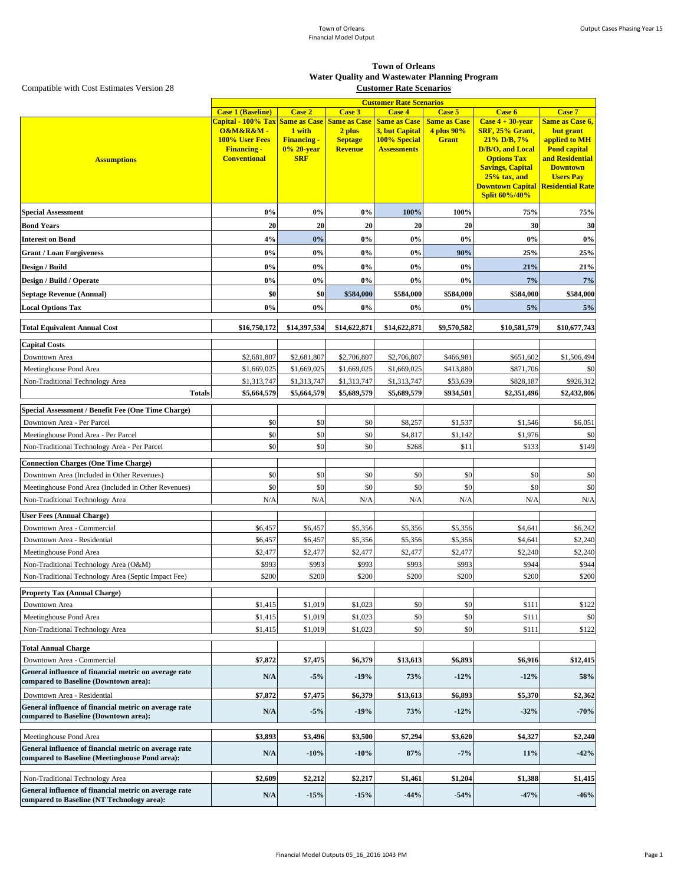# Town of Orleans
## Water Quality and Wastewater Planning Program
### Customer Rate Scenarios

Compatible with Cost Estimates Version 28

| Assumptions | Case 1 (Baseline) | Case 2 | Case 3 | Case 4 | Case 5 | Case 6 | Case 7 |
|---|---|---|---|---|---|---|---|
| | Capital - 100% Tax O&M&R&M - 100% User Fees Financing - Conventional | Same as Case 1 with Financing - 0% 20-year SRF | Same as Case 2 plus Septage Revenue | Same as Case 3, but Capital 100% Special Assessments | Same as Case 4 plus 90% Grant | Case 4 + 30-year SRF, 25% Grant, 21% D/B, 7% D/B/O, and Local Options Tax Savings, Capital 25% tax, and Downtown Capital Split 60%/40% | Same as Case 6, but grant applied to MH Pond capital and Residential Downtown Users Pay Residential Rate |
| **Special Assessment** | 0% | 0% | 0% | 100% | 100% | 75% | 75% |
| **Bond Years** | 20 | 20 | 20 | 20 | 20 | 30 | 30 |
| **Interest on Bond** | 4% | 0% | 0% | 0% | 0% | 0% | 0% |
| **Grant / Loan Forgiveness** | 0% | 0% | 0% | 0% | 90% | 25% | 25% |
| **Design / Build** | 0% | 0% | 0% | 0% | 0% | 21% | 21% |
| **Design / Build / Operate** | 0% | 0% | 0% | 0% | 0% | 7% | 7% |
| **Septage Revenue (Annual)** | $0 | $0 | $584,000 | $584,000 | $584,000 | $584,000 | $584,000 |
| **Local Options Tax** | 0% | 0% | 0% | 0% | 0% | 5% | 5% |
| **Total Equivalent Annual Cost** | $16,750,172 | $14,397,534 | $14,622,871 | $14,622,871 | $9,570,582 | $10,581,579 | $10,677,743 |
| **Capital Costs** | | | | | | | |
| Downtown Area | $2,681,807 | $2,681,807 | $2,706,807 | $2,706,807 | $466,981 | $651,602 | $1,506,494 |
| Meetinghouse Pond Area | $1,669,025 | $1,669,025 | $1,669,025 | $1,669,025 | $413,880 | $871,706 | $0 |
| Non-Traditional Technology Area | $1,313,747 | $1,313,747 | $1,313,747 | $1,313,747 | $53,639 | $828,187 | $926,312 |
| **Totals** | $5,664,579 | $5,664,579 | $5,689,579 | $5,689,579 | $934,501 | $2,351,496 | $2,432,806 |
| **Special Assessment / Benefit Fee (One Time Charge)** | | | | | | | |
| Downtown Area - Per Parcel | $0 | $0 | $0 | $8,257 | $1,537 | $1,546 | $6,051 |
| Meetinghouse Pond Area - Per Parcel | $0 | $0 | $0 | $4,817 | $1,142 | $1,976 | $0 |
| Non-Traditional Technology Area - Per Parcel | $0 | $0 | $0 | $268 | $11 | $133 | $149 |
| **Connection Charges (One Time Charge)** | | | | | | | |
| Downtown Area (Included in Other Revenues) | $0 | $0 | $0 | $0 | $0 | $0 | $0 |
| Meetinghouse Pond Area (Included in Other Revenues) | $0 | $0 | $0 | $0 | $0 | $0 | $0 |
| Non-Traditional Technology Area | N/A | N/A | N/A | N/A | N/A | N/A | N/A |
| **User Fees (Annual Charge)** | | | | | | | |
| Downtown Area - Commercial | $6,457 | $6,457 | $5,356 | $5,356 | $5,356 | $4,641 | $6,242 |
| Downtown Area - Residential | $6,457 | $6,457 | $5,356 | $5,356 | $5,356 | $4,641 | $2,240 |
| Meetinghouse Pond Area | $2,477 | $2,477 | $2,477 | $2,477 | $2,477 | $2,240 | $2,240 |
| Non-Traditional Technology Area (O&M) | $993 | $993 | $993 | $993 | $993 | $944 | $944 |
| Non-Traditional Technology Area (Septic Impact Fee) | $200 | $200 | $200 | $200 | $200 | $200 | $200 |
| **Property Tax (Annual Charge)** | | | | | | | |
| Downtown Area | $1,415 | $1,019 | $1,023 | $0 | $0 | $111 | $122 |
| Meetinghouse Pond Area | $1,415 | $1,019 | $1,023 | $0 | $0 | $111 | $0 |
| Non-Traditional Technology Area | $1,415 | $1,019 | $1,023 | $0 | $0 | $111 | $122 |
| **Total Annual Charge** | | | | | | | |
| Downtown Area - Commercial | $7,872 | $7,475 | $6,379 | $13,613 | $6,893 | $6,916 | $12,415 |
| **General influence of financial metric on average rate compared to Baseline (Downtown area):** | N/A | -5% | -19% | 73% | -12% | -12% | 58% |
| Downtown Area - Residential | $7,872 | $7,475 | $6,379 | $13,613 | $6,893 | $5,370 | $2,362 |
| **General influence of financial metric on average rate compared to Baseline (Downtown area):** | N/A | -5% | -19% | 73% | -12% | -32% | -70% |
| Meetinghouse Pond Area | $3,893 | $3,496 | $3,500 | $7,294 | $3,620 | $4,327 | $2,240 |
| **General influence of financial metric on average rate compared to Baseline (Meetinghouse Pond area):** | N/A | -10% | -10% | 87% | -7% | 11% | -42% |
| Non-Traditional Technology Area | $2,609 | $2,212 | $2,217 | $1,461 | $1,204 | $1,388 | $1,415 |
| **General influence of financial metric on average rate compared to Baseline (NT Technology area):** | N/A | -15% | -15% | -44% | -54% | -47% | -46% |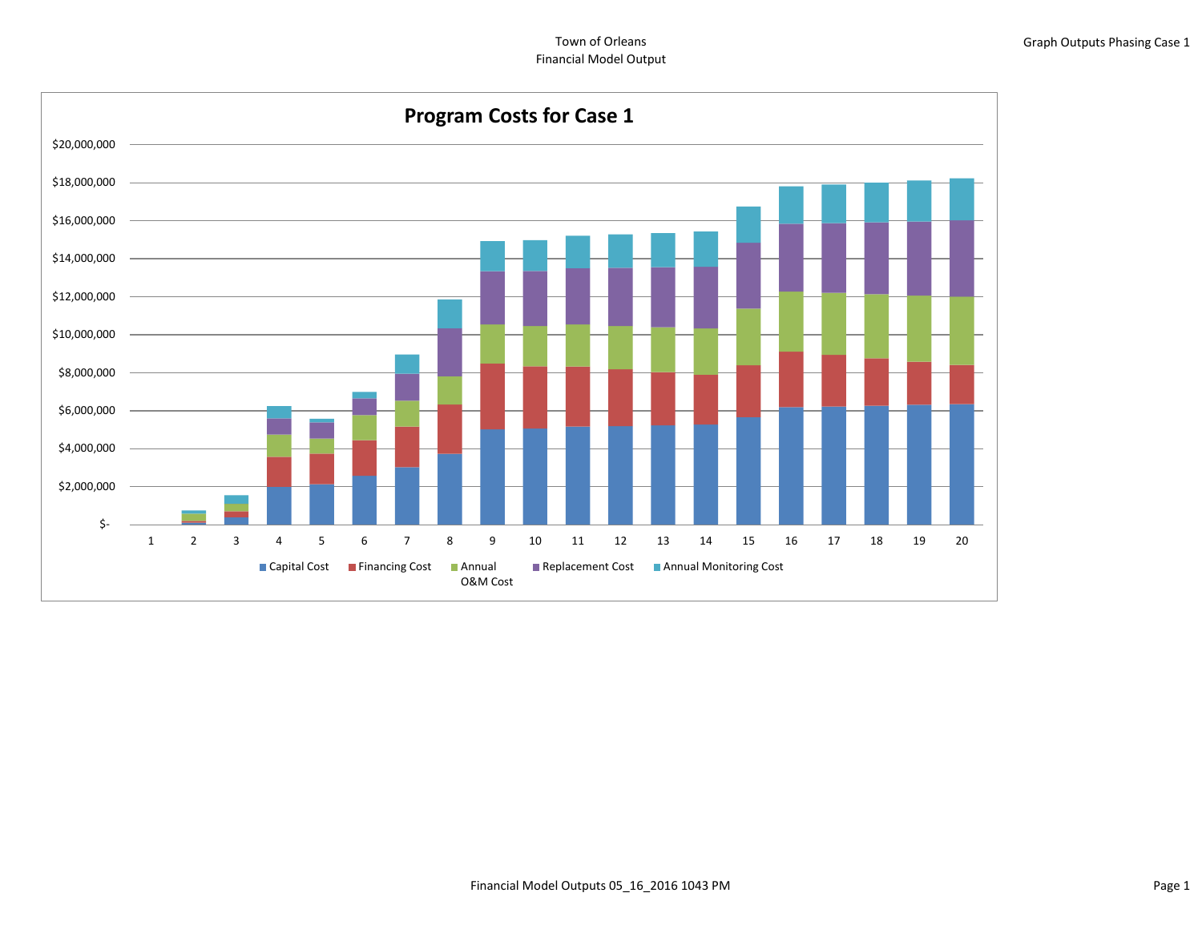Town of Orleans
Financial Model Output

Graph Outputs Phasing Case 1

## Program Costs for Case 1

$20,000,000
$18,000,000
$16,000,000
$14,000,000
$12,000,000
$10,000,000
$8,000,000
$6,000,000
$4,000,000
$2,000,000
$-

1 2 3 4 5 6 7 8 9 10 11 12 13 14 15 16 17 18 19 20

Capital Cost | Financing Cost | Annual O&M Cost | Replacement Cost | Annual Monitoring Cost

Financial Model Outputs 05_16_2016 1043 PM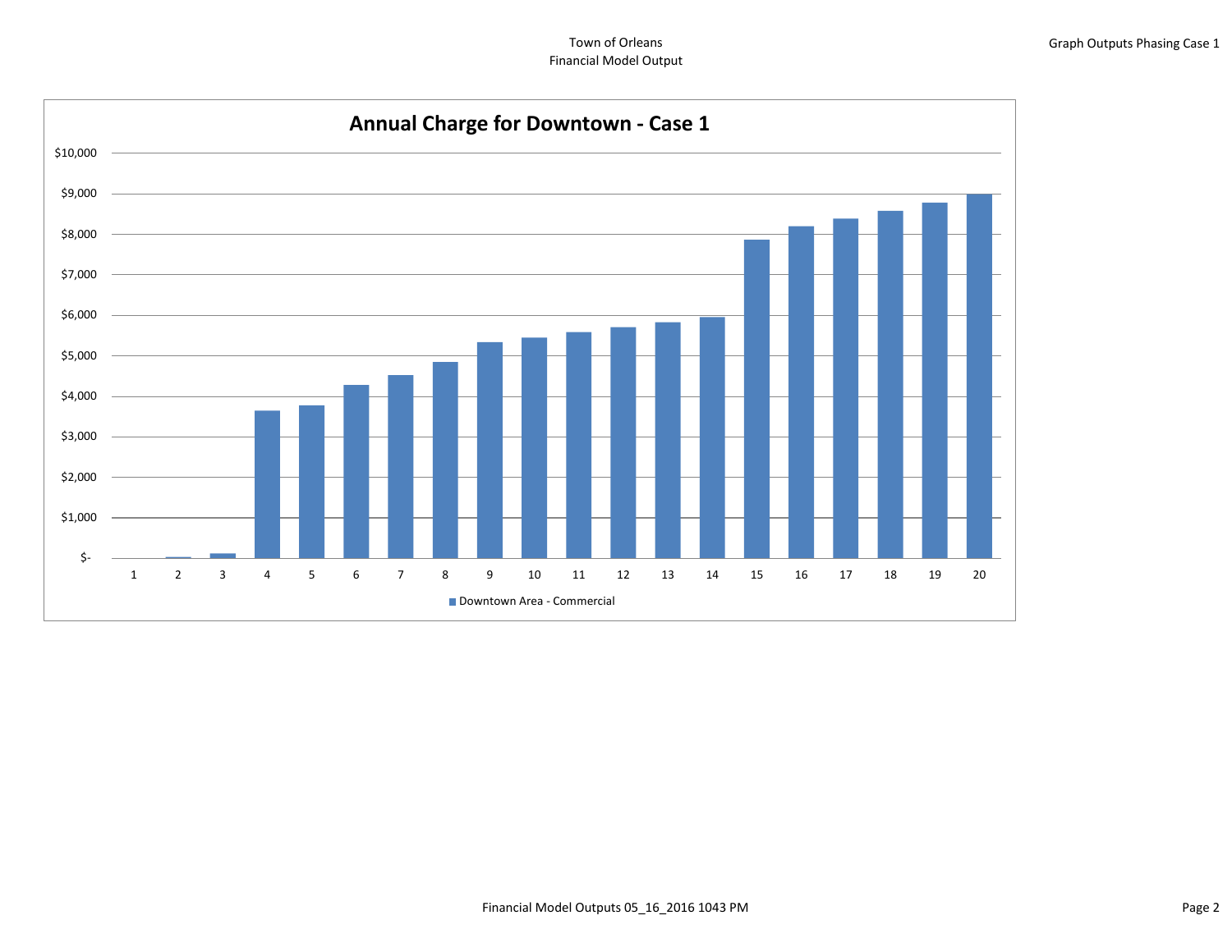Town of Orleans
Financial Model Output

Graph Outputs Phasing Case 1

## Annual Charge for Downtown - Case 1

$10,000
$9,000
$8,000
$7,000
$6,000
$5,000
$4,000
$3,000
$2,000
$1,000
$-

1 2 3 4 5 6 7 8 9 10 11 12 13 14 15 16 17 18 19 20

Downtown Area - Commercial

Financial Model Outputs 05_16_2016 1043 PM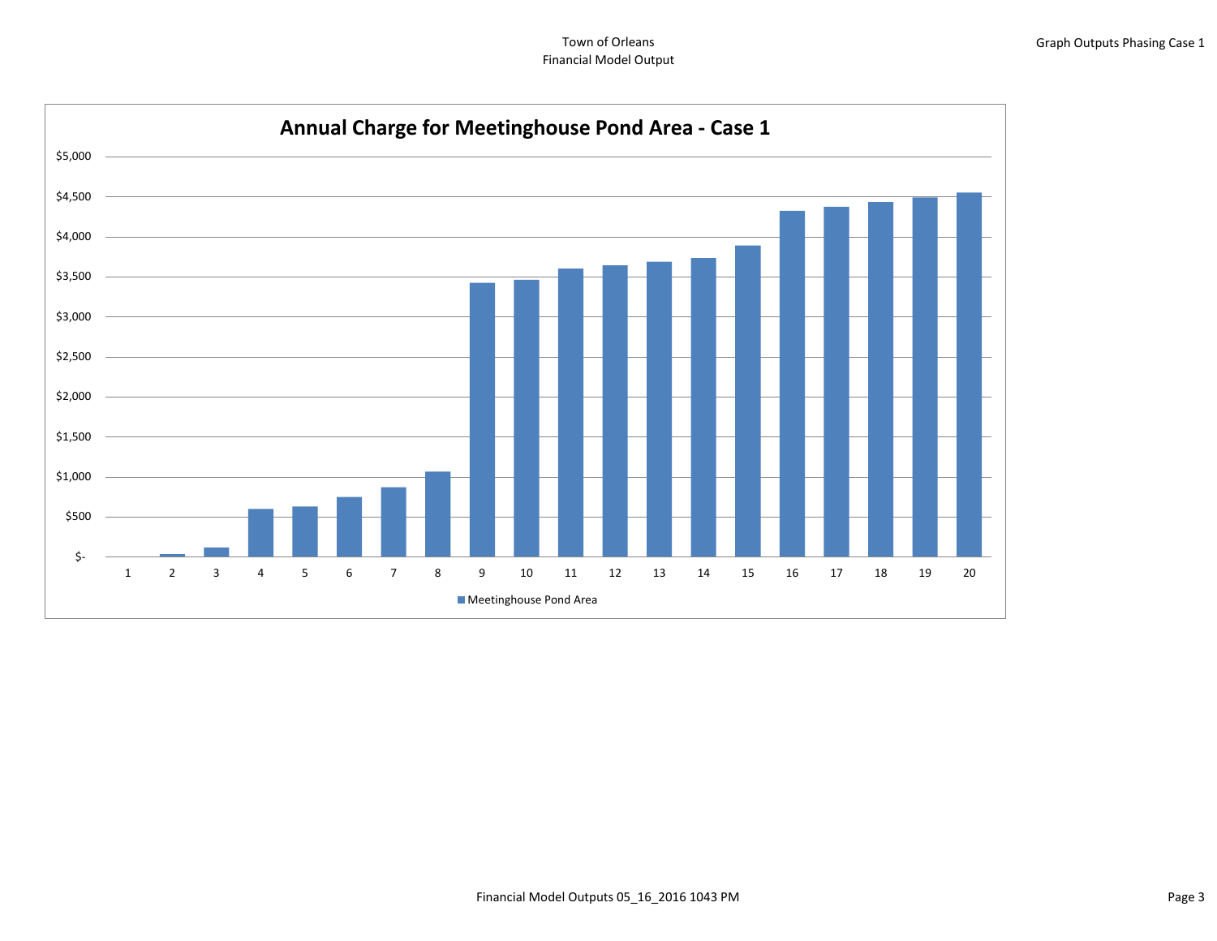Town of Orleans
Financial Model Output

Graph Outputs Phasing Case 1

## Annual Charge for Meetinghouse Pond Area - Case 1

$5,000
$4,500
$4,000
$3,500
$3,000
$2,500
$2,000
$1,500
$1,000
$500
$-

1 2 3 4 5 6 7 8 9 10 11 12 13 14 15 16 17 18 19 20

Meetinghouse Pond Area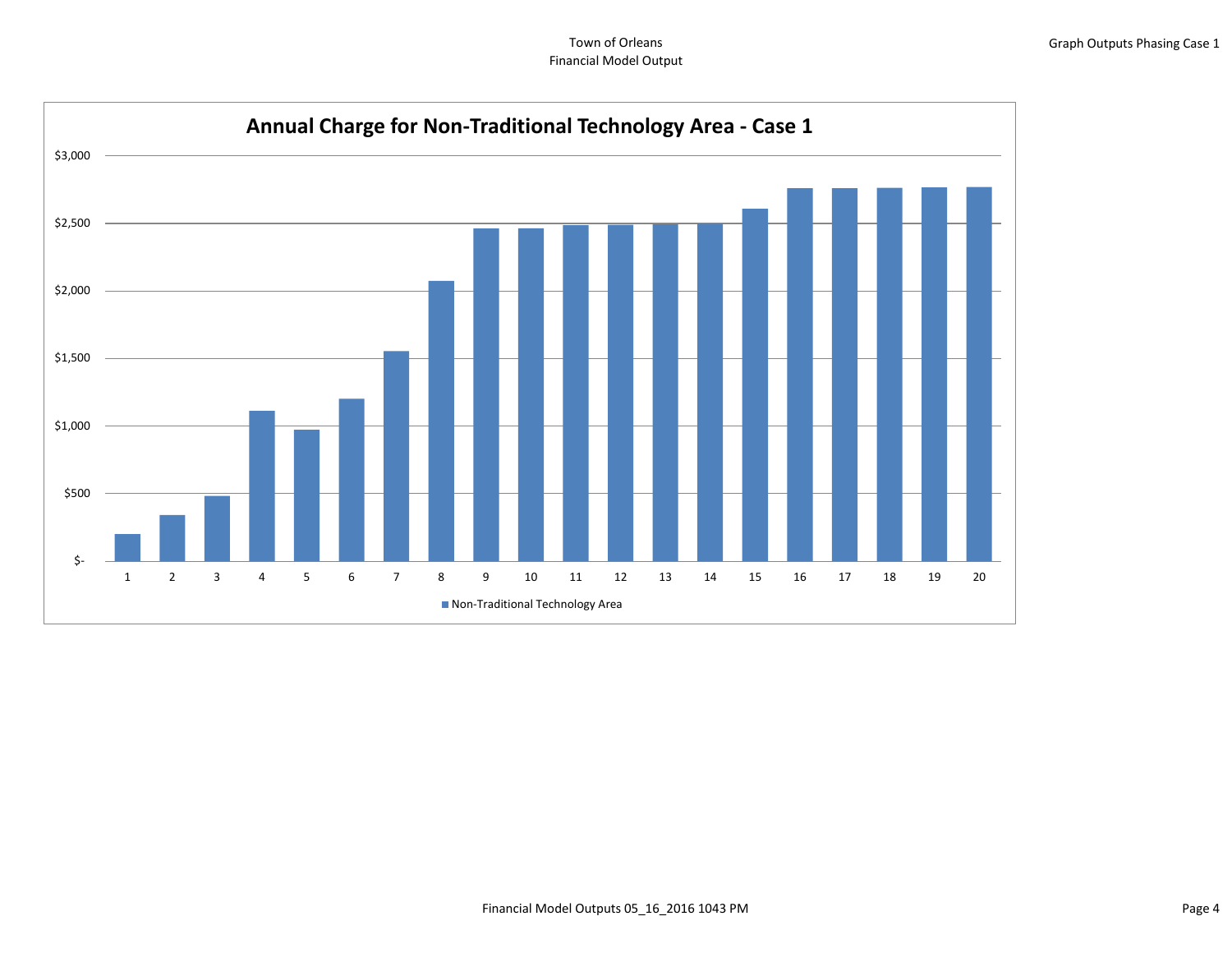Town of Orleans
Financial Model Output

Graph Outputs Phasing Case 1

## Annual Charge for Non-Traditional Technology Area - Case 1

$3,000
$2,500
$2,000
$1,500
$1,000
$500
$-

1 2 3 4 5 6 7 8 9 10 11 12 13 14 15 16 17 18 19 20

■ Non-Traditional Technology Area

Financial Model Outputs 05_16_2016 1043 PM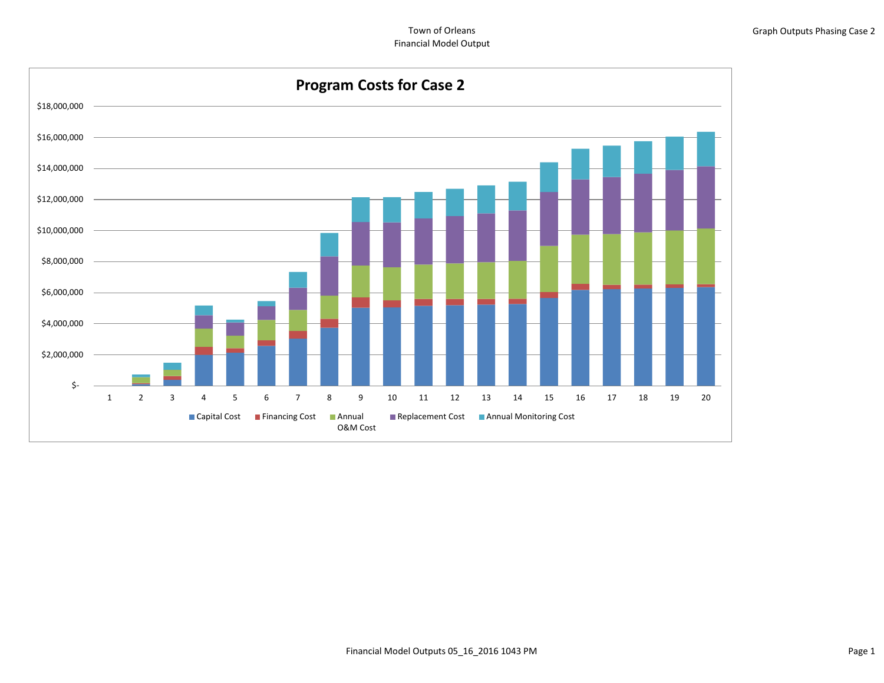Town of Orleans
Financial Model Output

Graph Outputs Phasing Case 2

## Program Costs for Case 2

$18,000,000
$16,000,000
$14,000,000
$12,000,000
$10,000,000
$8,000,000
$6,000,000
$4,000,000
$2,000,000
$-

1 2 3 4 5 6 7 8 9 10 11 12 13 14 15 16 17 18 19 20

Capital Cost | Financing Cost | Annual O&M Cost | Replacement Cost | Annual Monitoring Cost

Financial Model Outputs 05_16_2016 1043 PM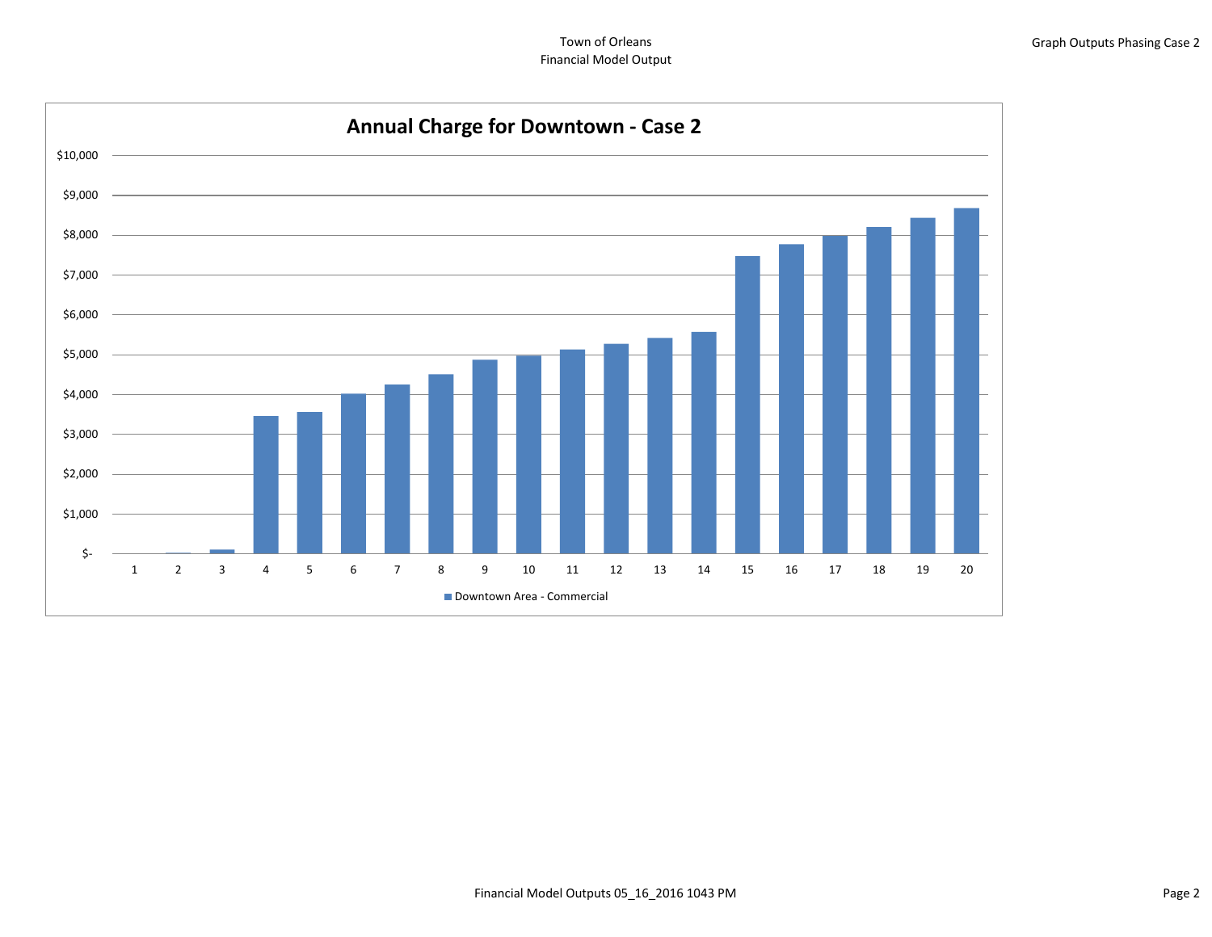Town of Orleans
Financial Model Output

Graph Outputs Phasing Case 2

## Annual Charge for Downtown - Case 2

$10,000
$9,000
$8,000
$7,000
$6,000
$5,000
$4,000
$3,000
$2,000
$1,000
$-

1 2 3 4 5 6 7 8 9 10 11 12 13 14 15 16 17 18 19 20

Downtown Area - Commercial

Financial Model Outputs 05_16_2016 1043 PM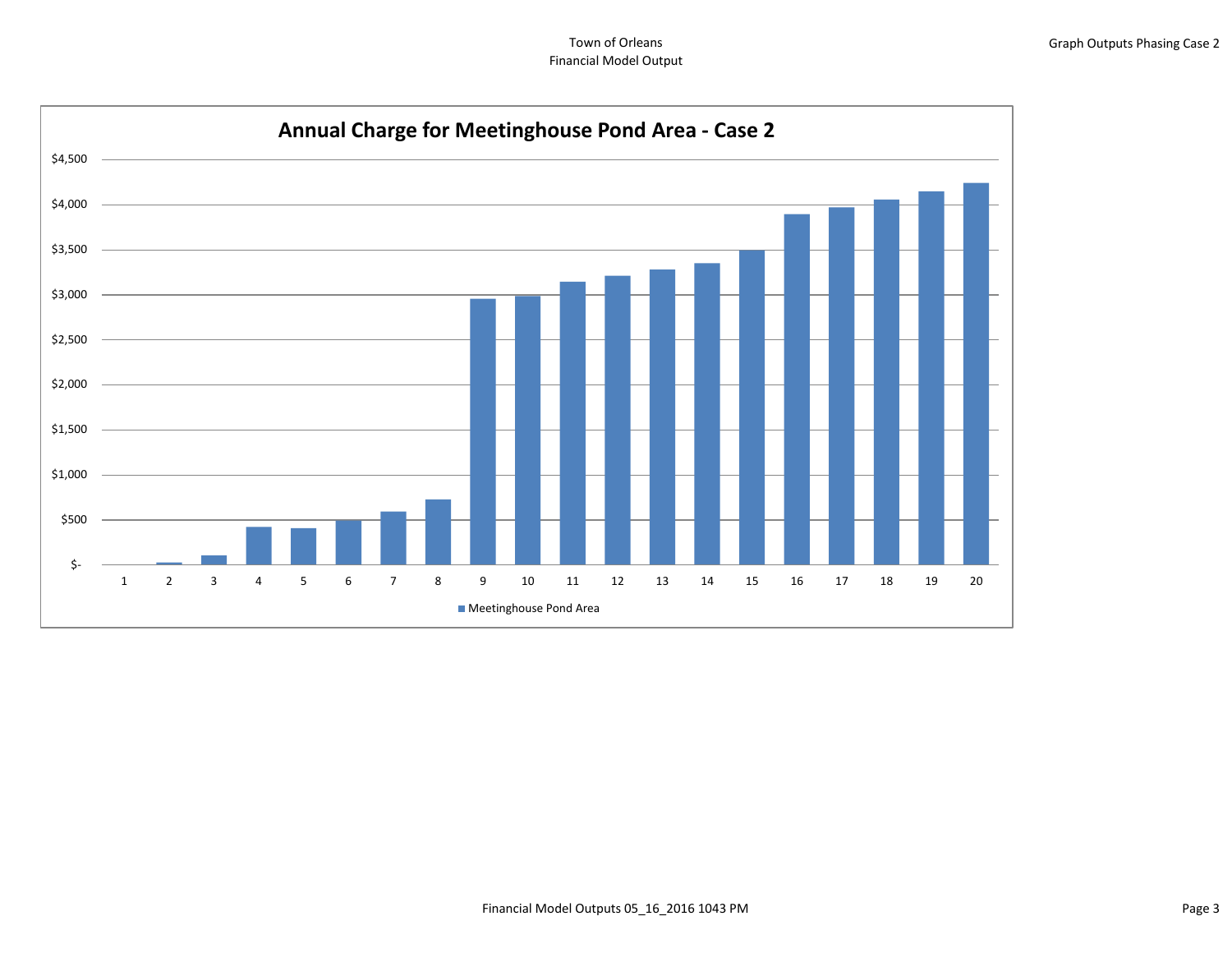# Annual Charge for Meetinghouse Pond Area - Case 2

$4,500
$4,000
$3,500
$3,000
$2,500
$2,000
$1,500
$1,000
$500
$-

1 2 3 4 5 6 7 8 9 10 11 12 13 14 15 16 17 18 19 20

■ Meetinghouse Pond Area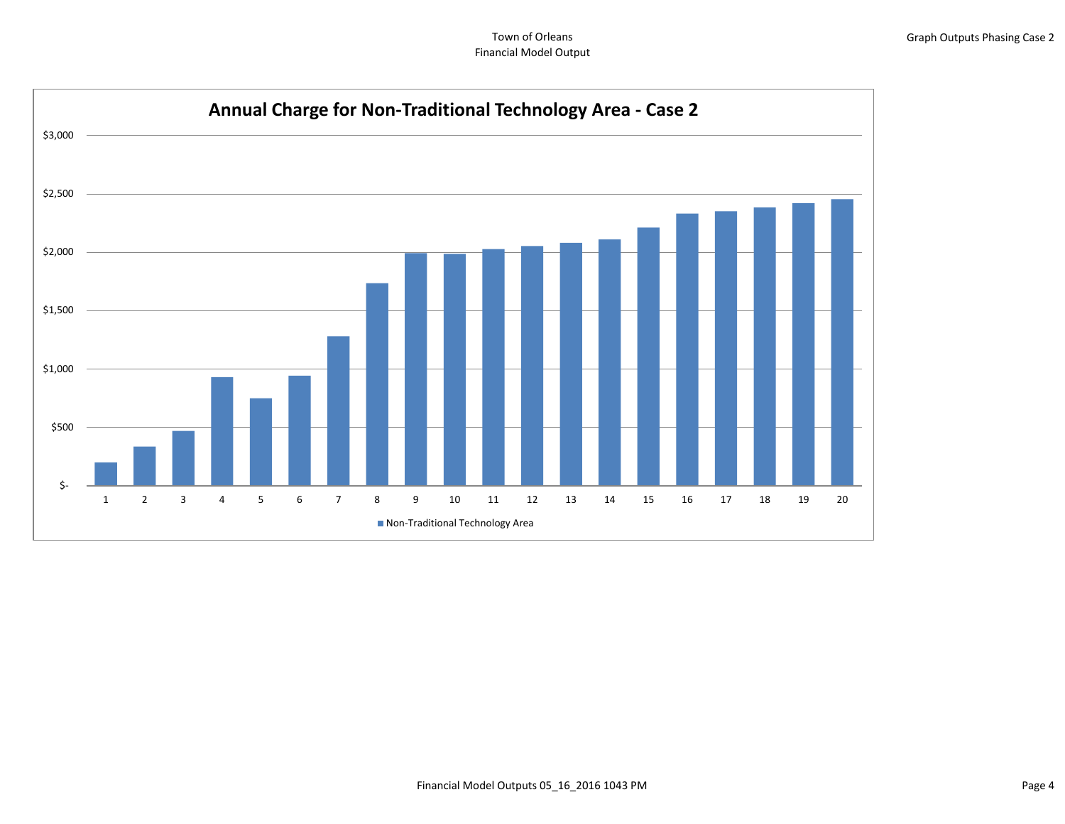Town of Orleans
Financial Model Output

Graph Outputs Phasing Case 2

## Annual Charge for Non-Traditional Technology Area - Case 2

$3,000
$2,500
$2,000
$1,500
$1,000
$500
$-

1 2 3 4 5 6 7 8 9 10 11 12 13 14 15 16 17 18 19 20

■ Non-Traditional Technology Area

Financial Model Outputs 05_16_2016 1043 PM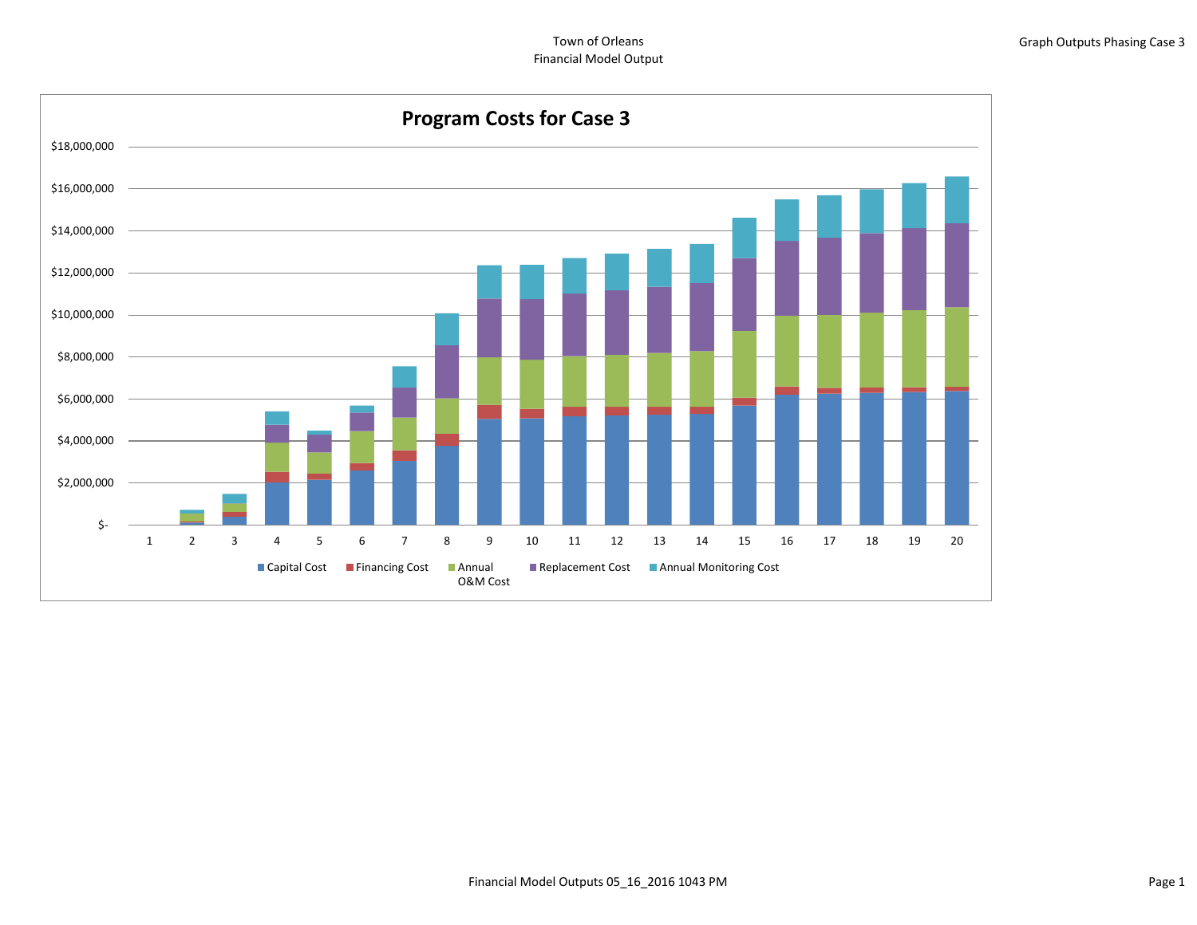Town of Orleans
Financial Model Output

Graph Outputs Phasing Case 3

## Program Costs for Case 3

$18,000,000
$16,000,000
$14,000,000
$12,000,000
$10,000,000
$8,000,000
$6,000,000
$4,000,000
$2,000,000
$-

1 2 3 4 5 6 7 8 9 10 11 12 13 14 15 16 17 18 19 20

Capital Cost | Financing Cost | Annual O&M Cost | Replacement Cost | Annual Monitoring Cost

Financial Model Outputs 05_16_2016 1043 PM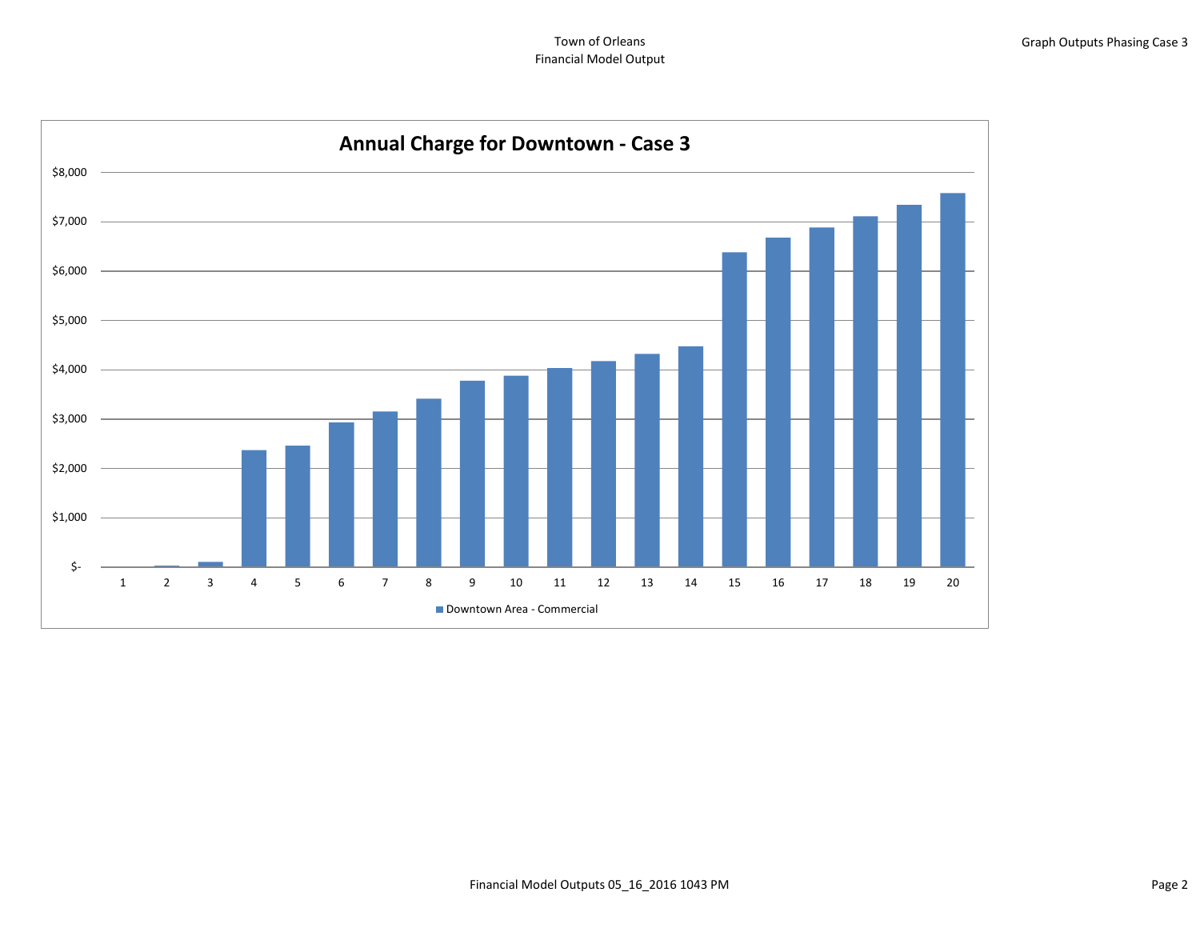Town of Orleans
Financial Model Output

Graph Outputs Phasing Case 3

## Annual Charge for Downtown - Case 3

$8,000
$7,000
$6,000
$5,000
$4,000
$3,000
$2,000
$1,000
$-

1 2 3 4 5 6 7 8 9 10 11 12 13 14 15 16 17 18 19 20

Downtown Area - Commercial

Financial Model Outputs 05_16_2016 1043 PM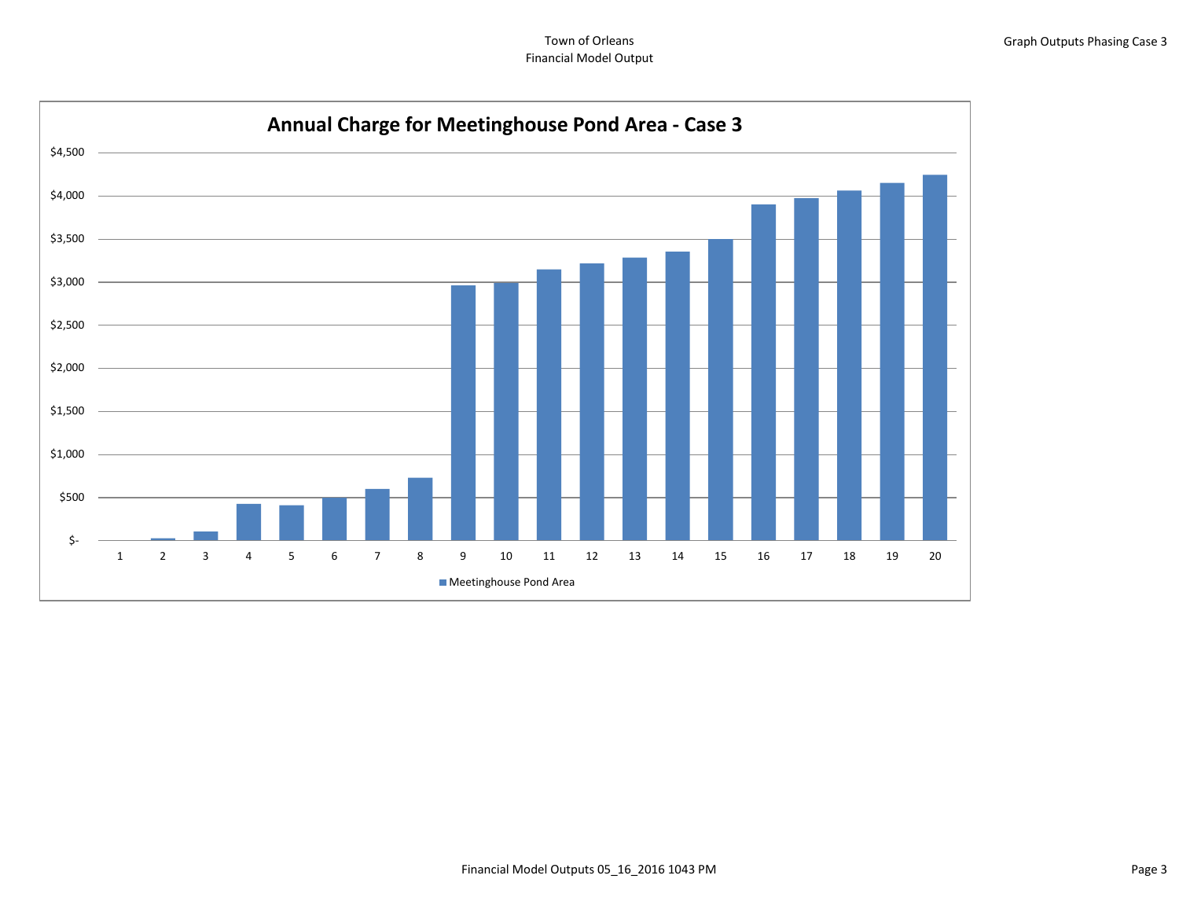Town of Orleans
Financial Model Output

Graph Outputs Phasing Case 3

## Annual Charge for Meetinghouse Pond Area - Case 3

$4,500
$4,000
$3,500
$3,000
$2,500
$2,000
$1,500
$1,000
$500
$-

1 2 3 4 5 6 7 8 9 10 11 12 13 14 15 16 17 18 19 20

Meetinghouse Pond Area

Financial Model Outputs 05_16_2016 1043 PM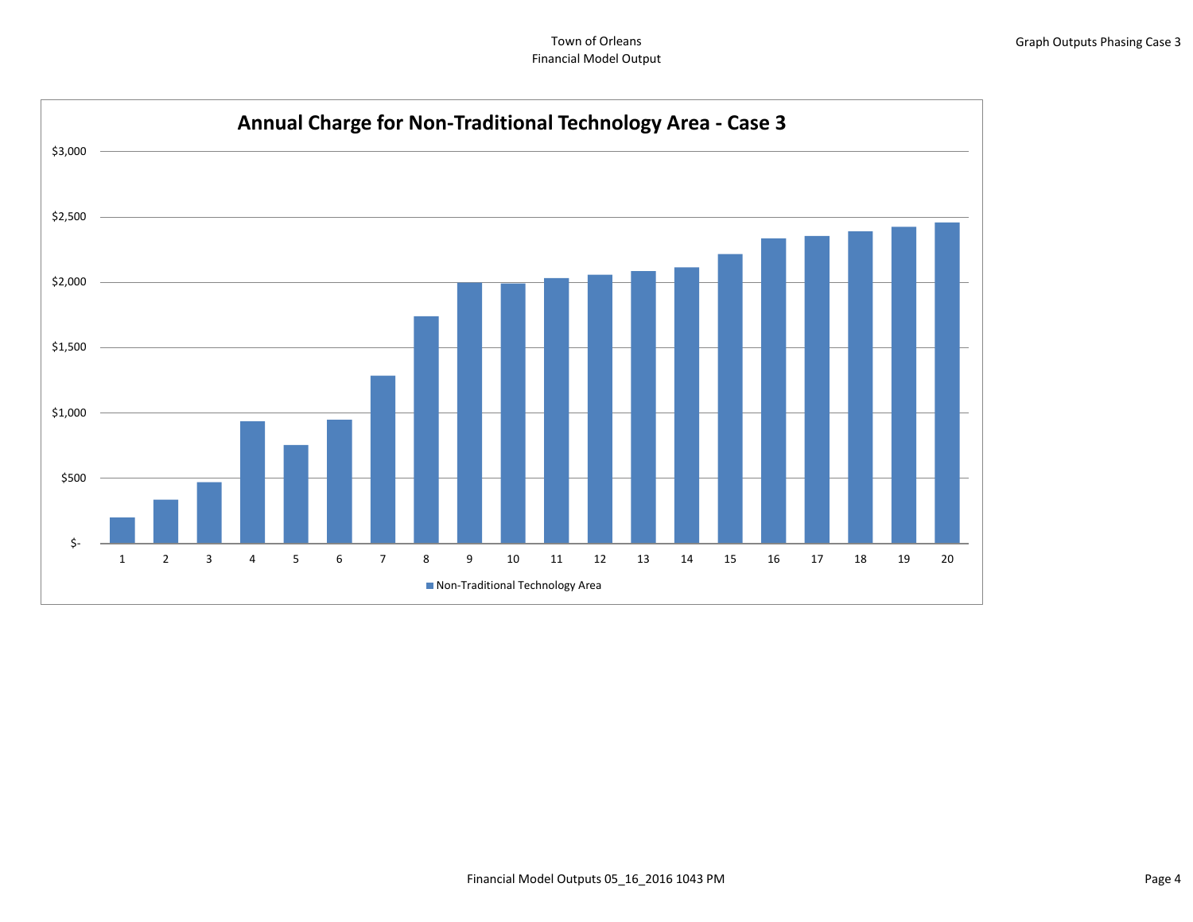Town of Orleans
Financial Model Output

Graph Outputs Phasing Case 3

## Annual Charge for Non-Traditional Technology Area - Case 3

$3,000
$2,500
$2,000
$1,500
$1,000
$500
$-

1 2 3 4 5 6 7 8 9 10 11 12 13 14 15 16 17 18 19 20

■ Non-Traditional Technology Area

Financial Model Outputs 05_16_2016 1043 PM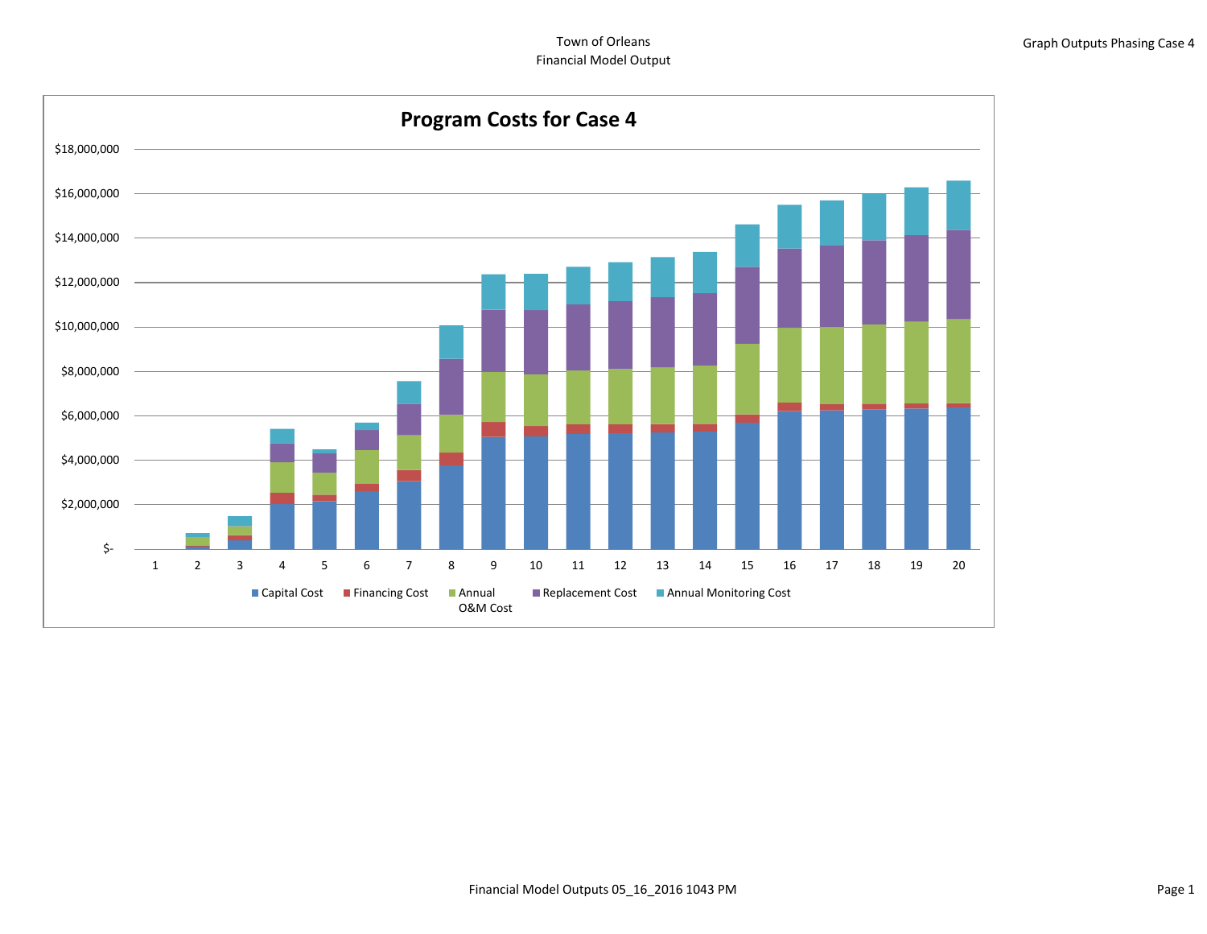Town of Orleans
Financial Model Output

Graph Outputs Phasing Case 4

## Program Costs for Case 4

$18,000,000
$16,000,000
$14,000,000
$12,000,000
$10,000,000
$8,000,000
$6,000,000
$4,000,000
$2,000,000
$-

1 2 3 4 5 6 7 8 9 10 11 12 13 14 15 16 17 18 19 20

Capital Cost | Financing Cost | Annual O&M Cost | Replacement Cost | Annual Monitoring Cost

Financial Model Outputs 05_16_2016 1043 PM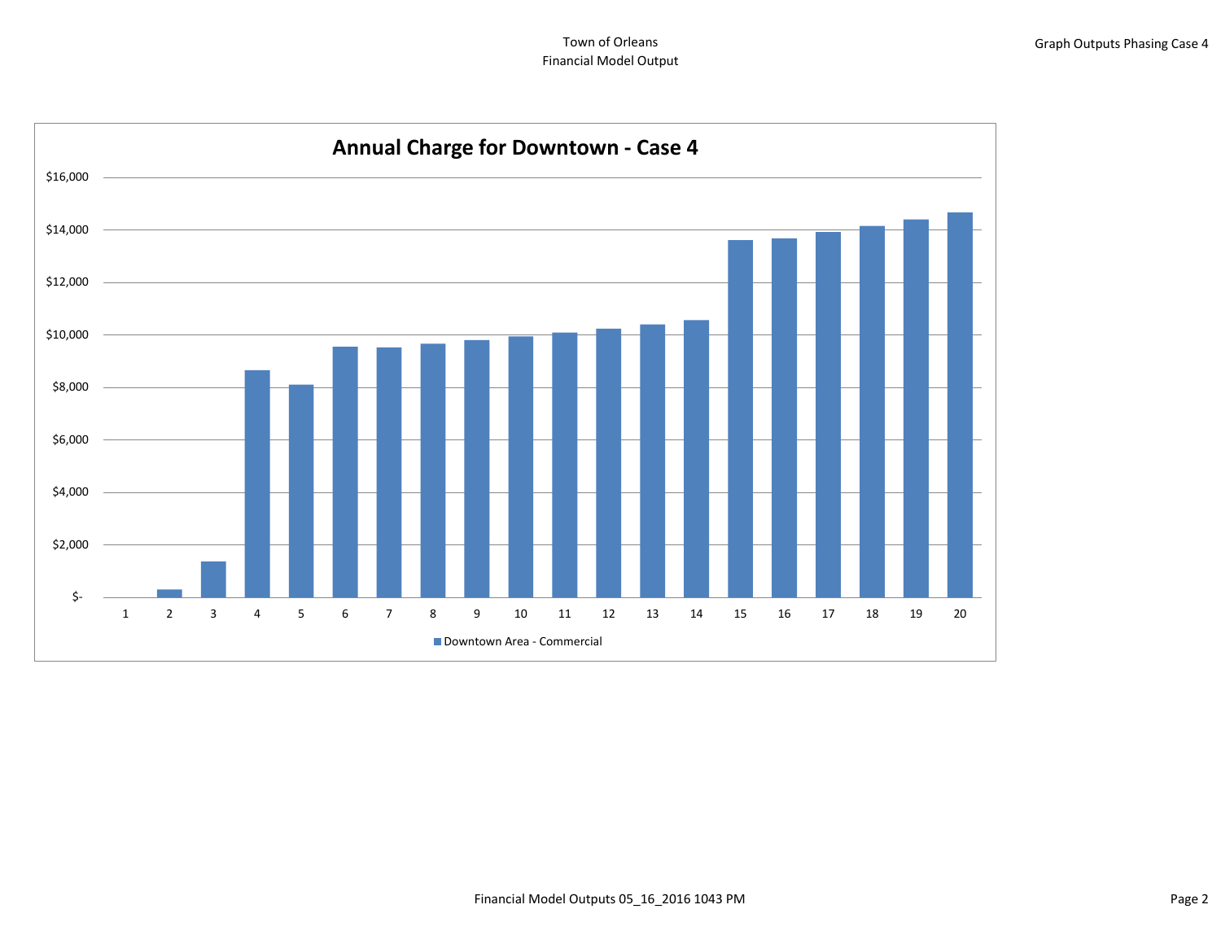Town of Orleans
Financial Model Output

Graph Outputs Phasing Case 4

## Annual Charge for Downtown - Case 4

$16,000
$14,000
$12,000
$10,000
$8,000
$6,000
$4,000
$2,000
$-

1 2 3 4 5 6 7 8 9 10 11 12 13 14 15 16 17 18 19 20

Downtown Area - Commercial

Financial Model Outputs 05_16_2016 1043 PM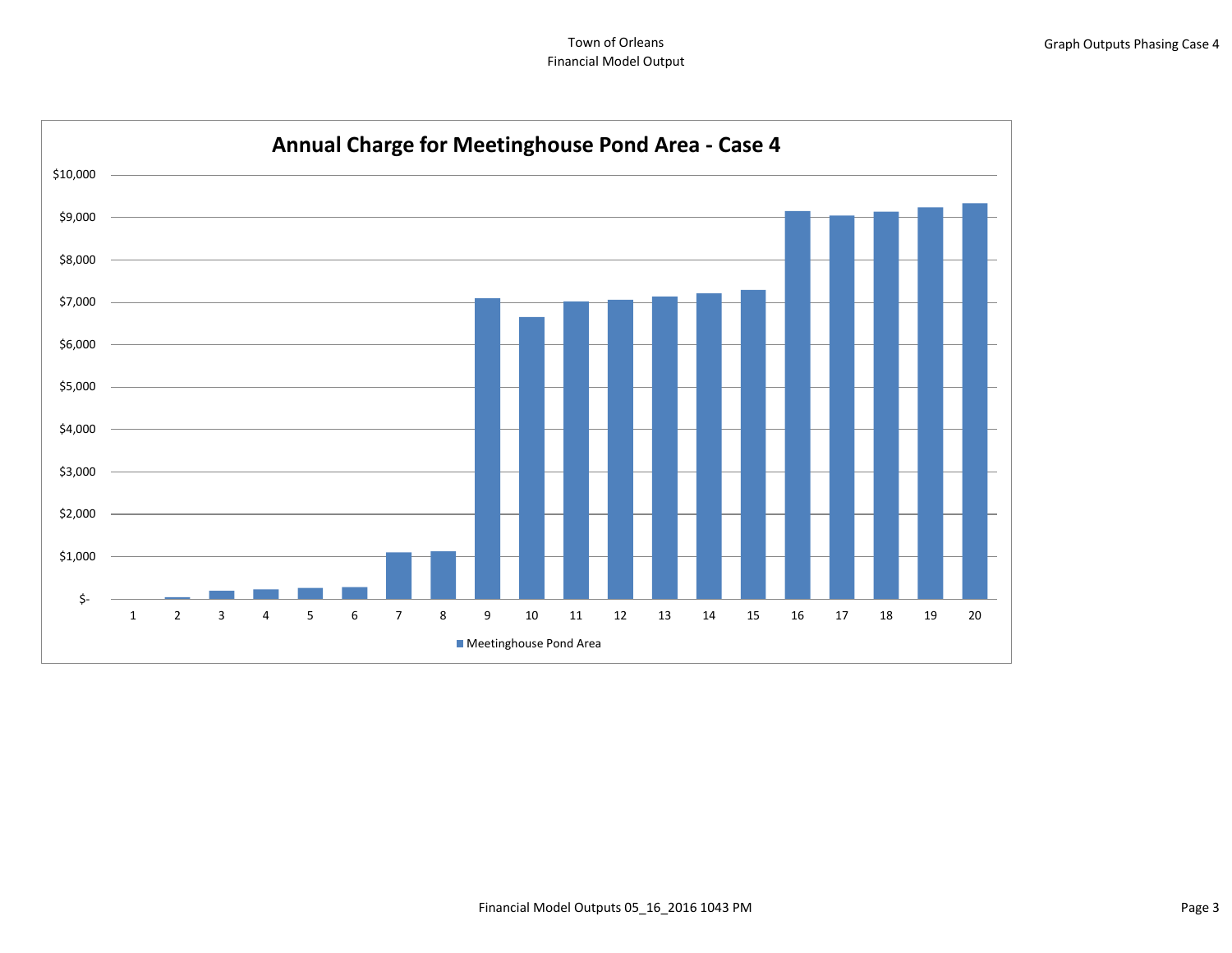Town of Orleans
Financial Model Output

Graph Outputs Phasing Case 4

## Annual Charge for Meetinghouse Pond Area - Case 4

$10,000
$9,000
$8,000
$7,000
$6,000
$5,000
$4,000
$3,000
$2,000
$1,000
$-

1 2 3 4 5 6 7 8 9 10 11 12 13 14 15 16 17 18 19 20

■ Meetinghouse Pond Area

Financial Model Outputs 05_16_2016 1043 PM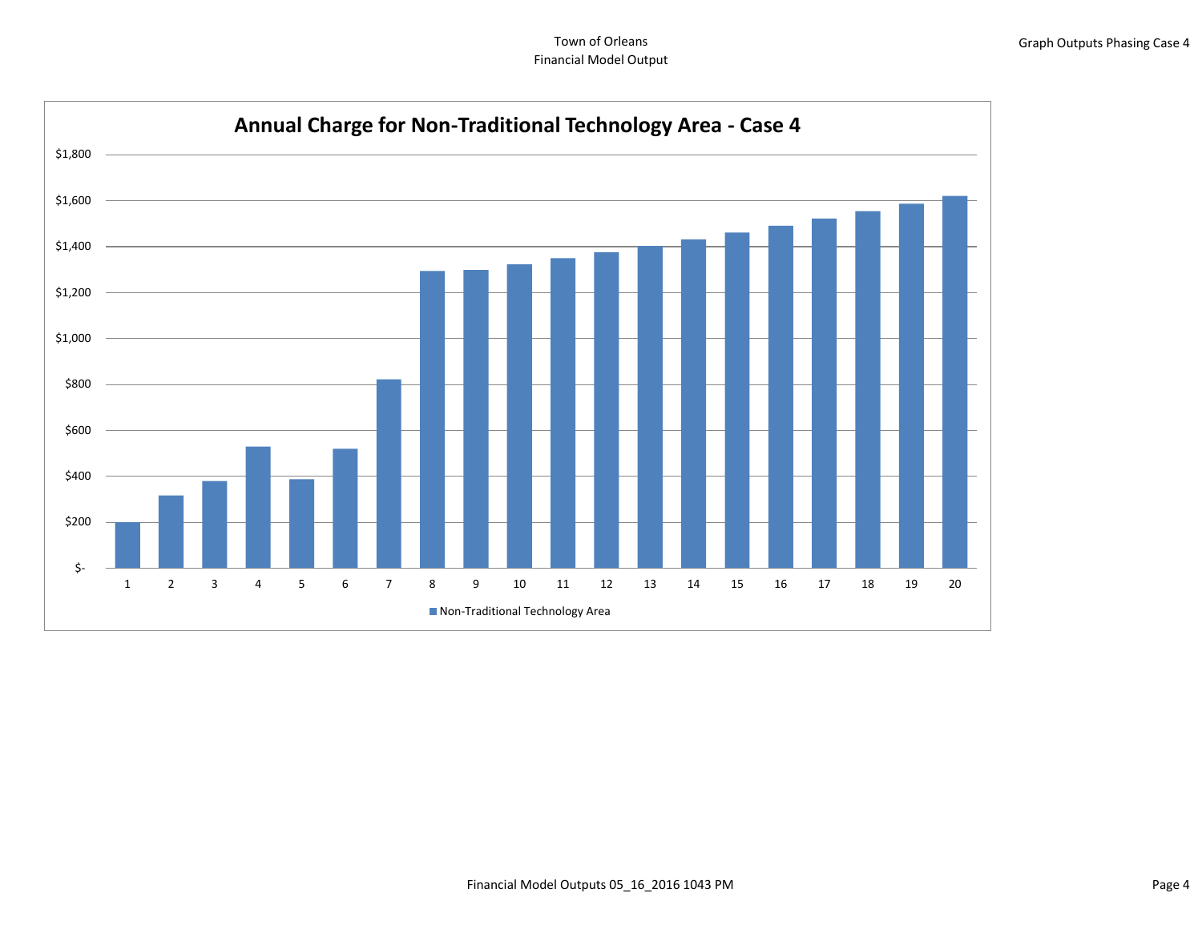Town of Orleans
Financial Model Output

Graph Outputs Phasing Case 4

**Annual Charge for Non-Traditional Technology Area - Case 4**

$1,800
$1,600
$1,400
$1,200
$1,000
$800
$600
$400
$200
$-

1 2 3 4 5 6 7 8 9 10 11 12 13 14 15 16 17 18 19 20

■ Non-Traditional Technology Area

Financial Model Outputs 05_16_2016 1043 PM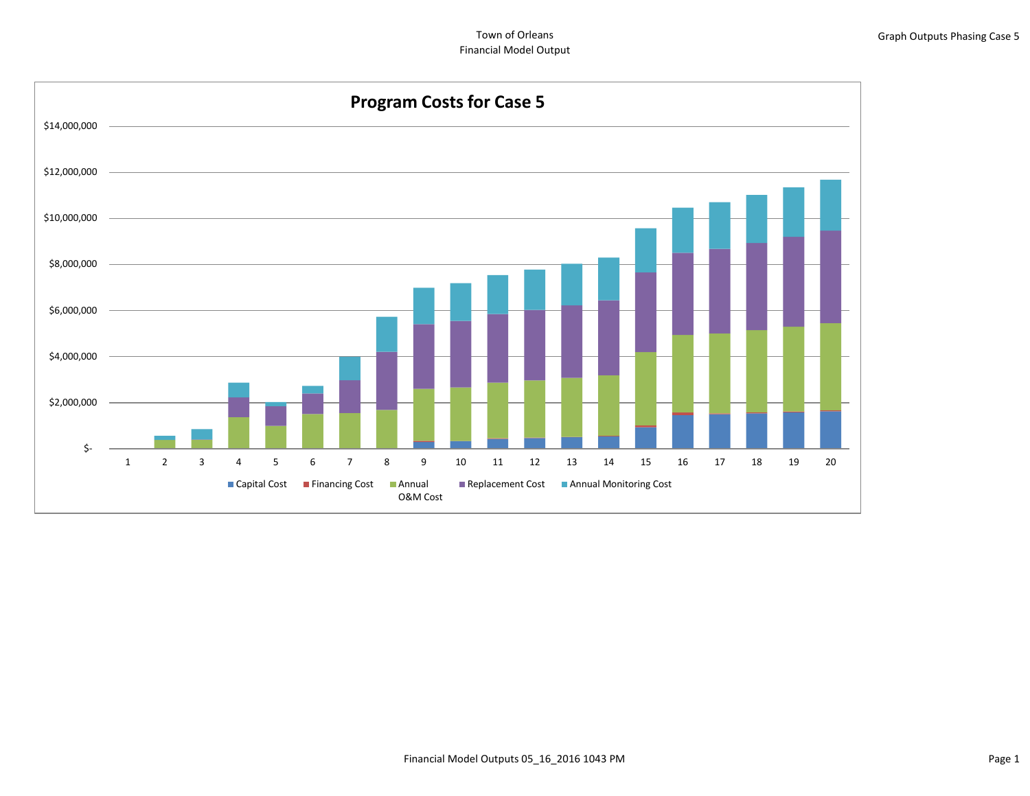Town of Orleans
Financial Model Output

Graph Outputs Phasing Case 5

## Program Costs for Case 5

$14,000,000
$12,000,000
$10,000,000
$8,000,000
$6,000,000
$4,000,000
$2,000,000
$-

1 2 3 4 5 6 7 8 9 10 11 12 13 14 15 16 17 18 19 20

Capital Cost | Financing Cost | Annual O&M Cost | Replacement Cost | Annual Monitoring Cost

Financial Model Outputs 05_16_2016 1043 PM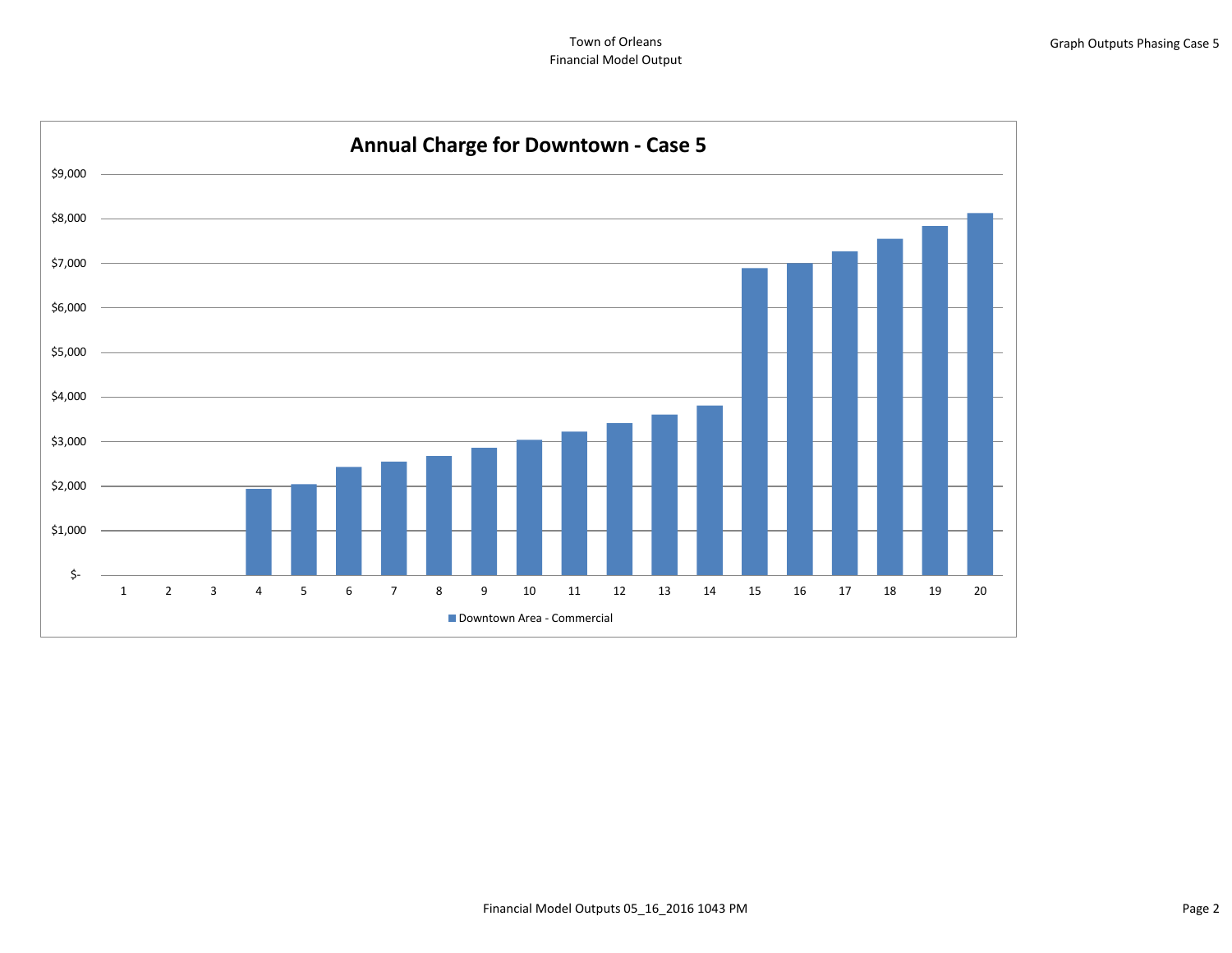Town of Orleans
Financial Model Output

Graph Outputs Phasing Case 5

## Annual Charge for Downtown - Case 5

$9,000
$8,000
$7,000
$6,000
$5,000
$4,000
$3,000
$2,000
$1,000
$-

1 2 3 4 5 6 7 8 9 10 11 12 13 14 15 16 17 18 19 20

Downtown Area - Commercial

Financial Model Outputs 05_16_2016 1043 PM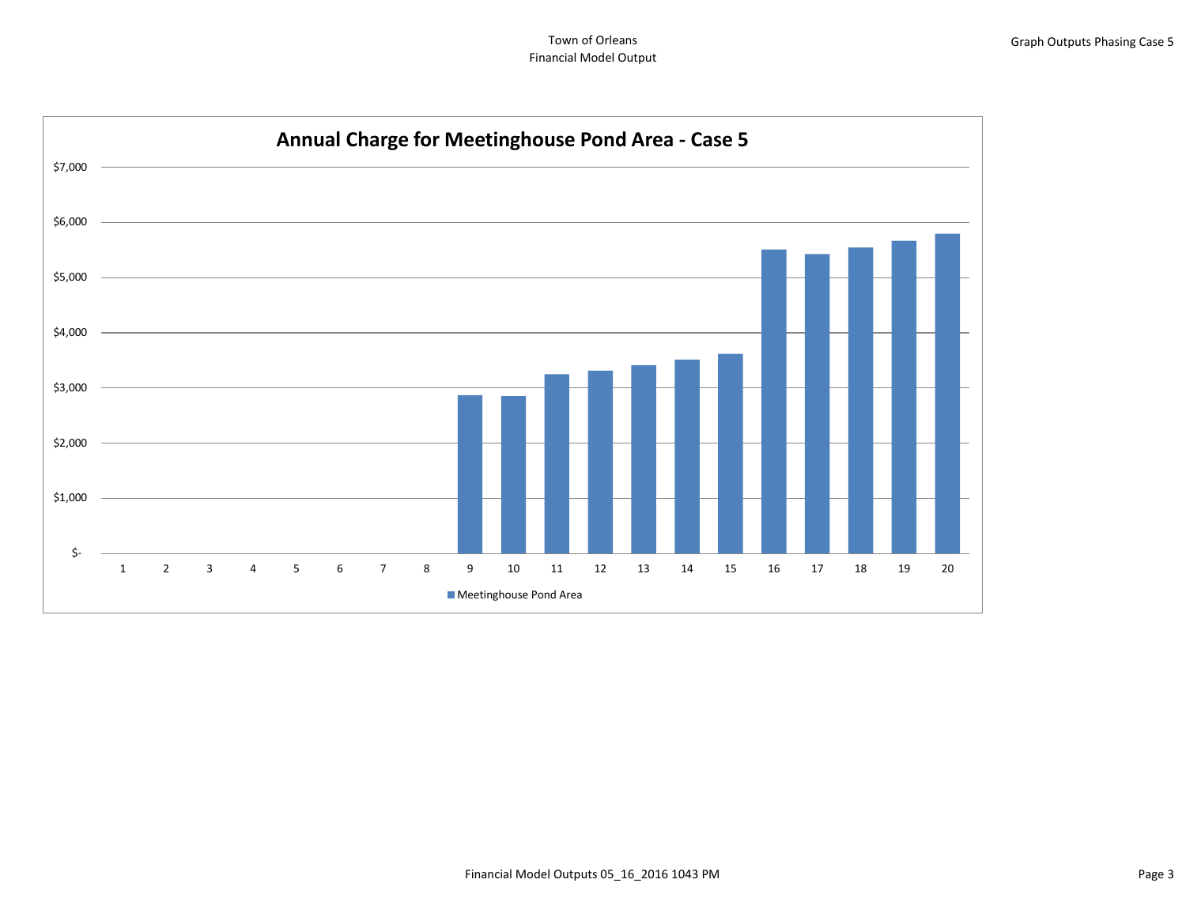Town of Orleans
Financial Model Output

Graph Outputs Phasing Case 5

## Annual Charge for Meetinghouse Pond Area - Case 5

$7,000
$6,000
$5,000
$4,000
$3,000
$2,000
$1,000
$-

1 2 3 4 5 6 7 8 9 10 11 12 13 14 15 16 17 18 19 20

Meetinghouse Pond Area

Financial Model Outputs 05_16_2016 1043 PM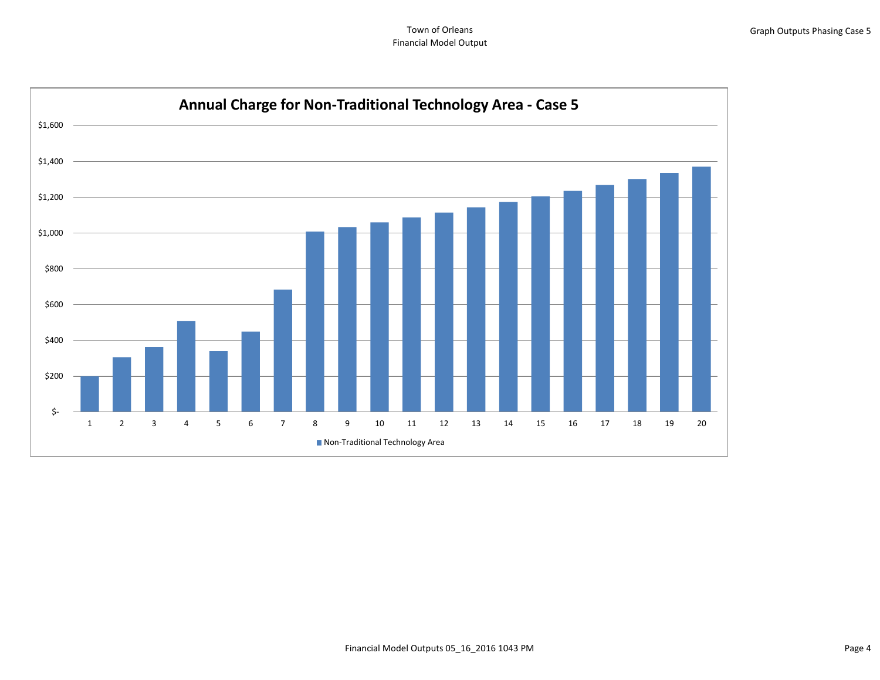Town of Orleans
Financial Model Output

Graph Outputs Phasing Case 5

## Annual Charge for Non-Traditional Technology Area - Case 5

$1,600
$1,400
$1,200
$1,000
$800
$600
$400
$200
$-

1 2 3 4 5 6 7 8 9 10 11 12 13 14 15 16 17 18 19 20

■ Non-Traditional Technology Area

Financial Model Outputs 05_16_2016 1043 PM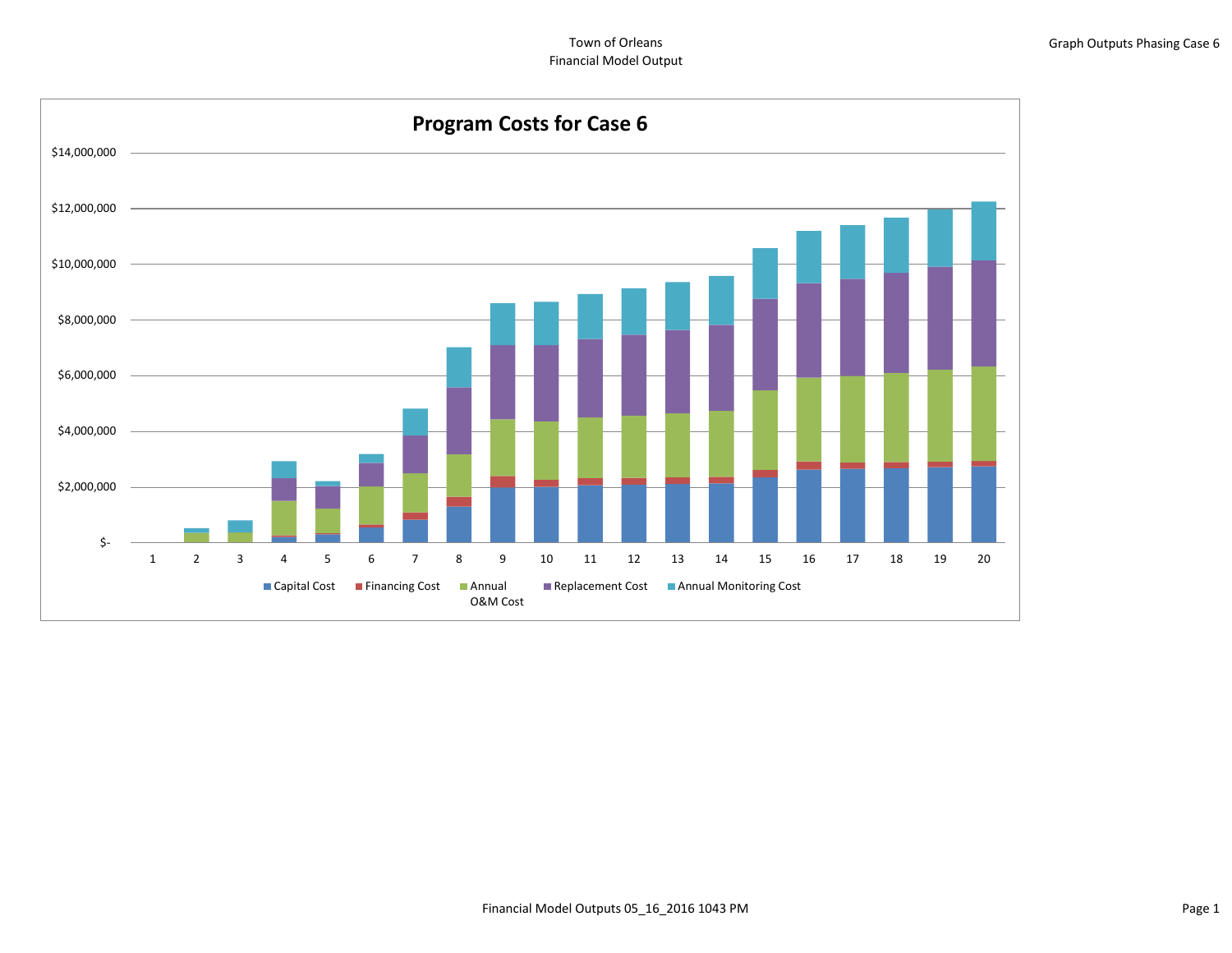Town of Orleans
Financial Model Output

Graph Outputs Phasing Case 6

## Program Costs for Case 6

Y-axis: $- , $2,000,000, $4,000,000, $6,000,000, $8,000,000, $10,000,000, $12,000,000, $14,000,000

X-axis: 1, 2, 3, 4, 5, 6, 7, 8, 9, 10, 11, 12, 13, 14, 15, 16, 17, 18, 19, 20

Legend: Capital Cost, Financing Cost, Annual O&M Cost, Replacement Cost, Annual Monitoring Cost

Financial Model Outputs 05_16_2016 1043 PM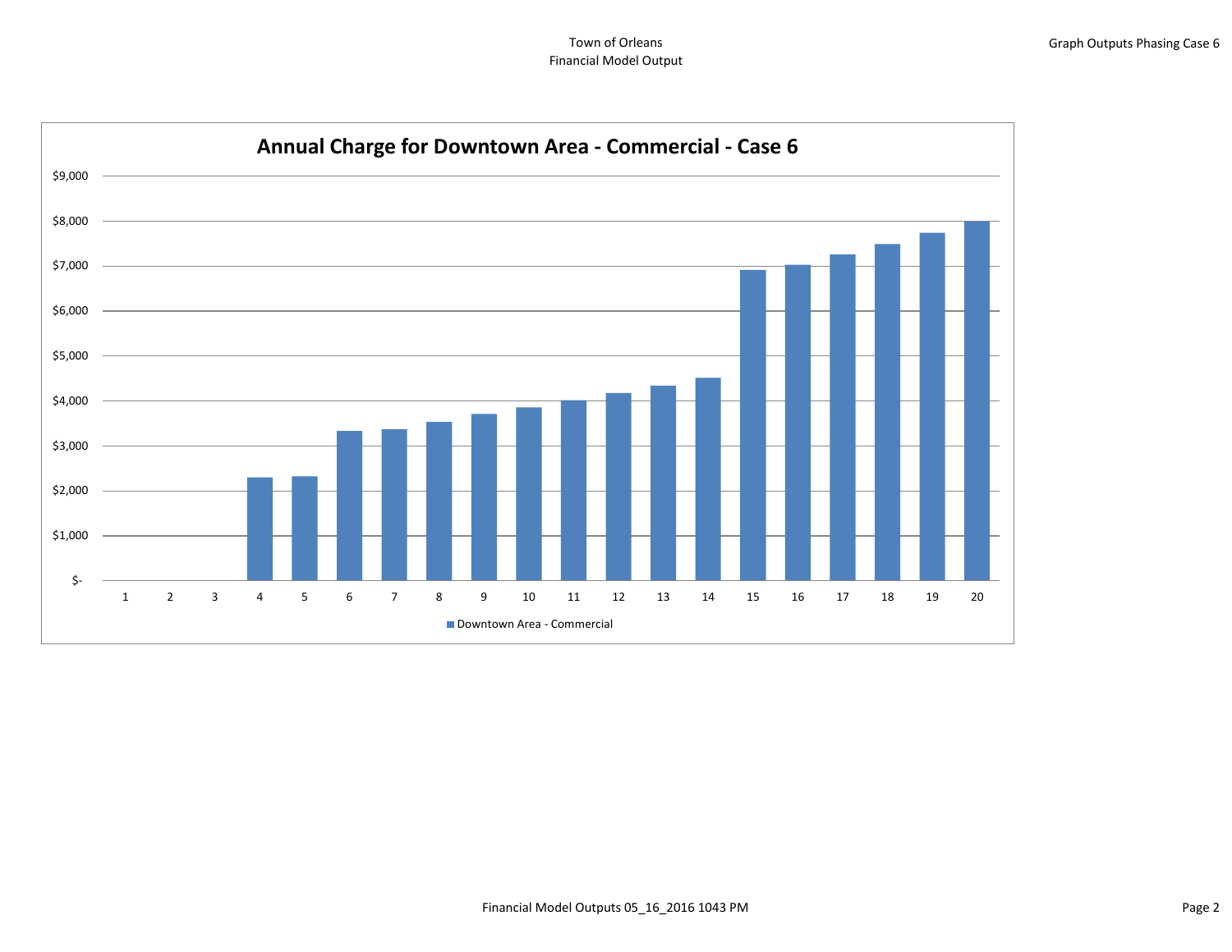Town of Orleans
Financial Model Output

Graph Outputs Phasing Case 6

## Annual Charge for Downtown Area - Commercial - Case 6

$9,000
$8,000
$7,000
$6,000
$5,000
$4,000
$3,000
$2,000
$1,000
$-

1 2 3 4 5 6 7 8 9 10 11 12 13 14 15 16 17 18 19 20

Downtown Area - Commercial

Financial Model Outputs 05_16_2016 1043 PM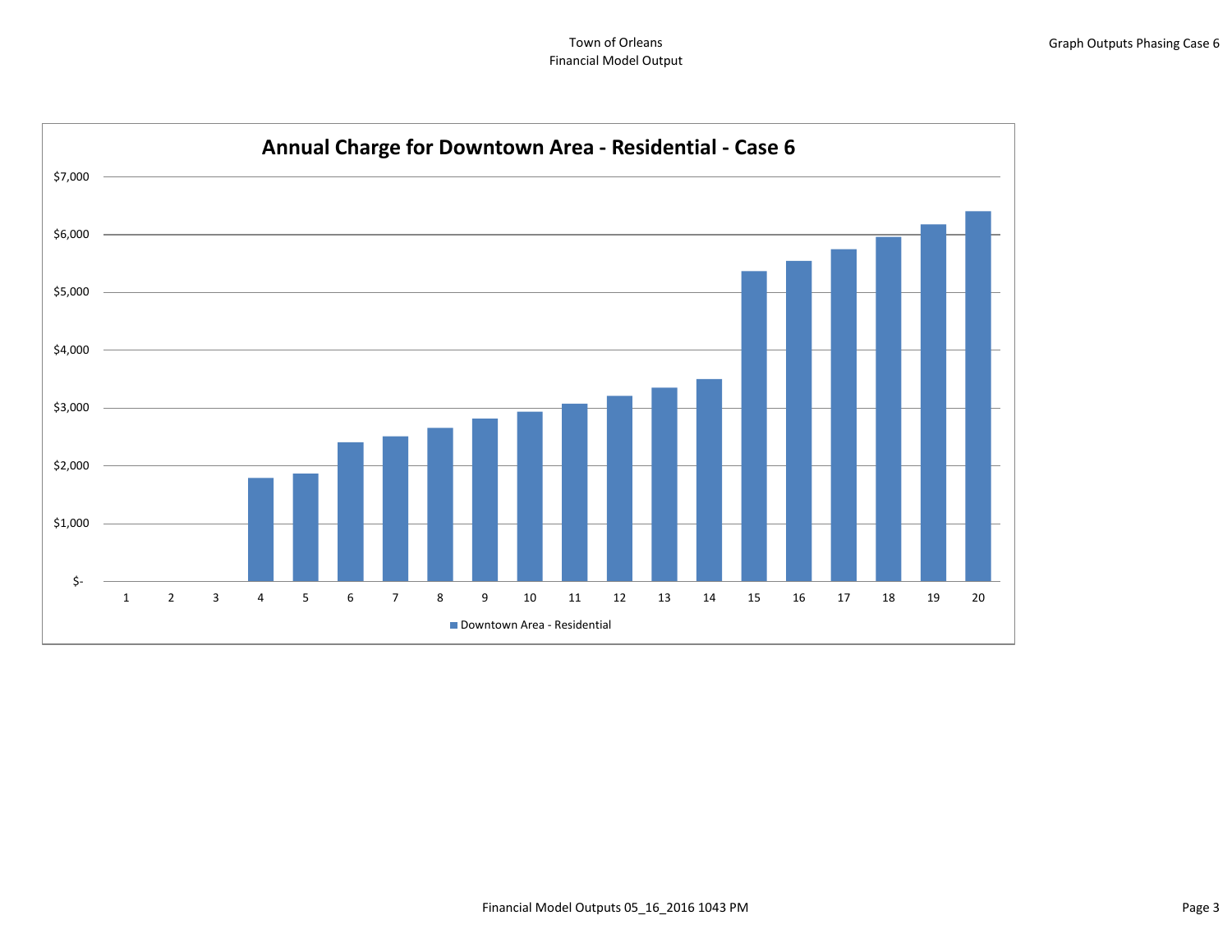Town of Orleans
Financial Model Output

Graph Outputs Phasing Case 6

**Annual Charge for Downtown Area - Residential - Case 6**

$7,000
$6,000
$5,000
$4,000
$3,000
$2,000
$1,000
$-

1 2 3 4 5 6 7 8 9 10 11 12 13 14 15 16 17 18 19 20

Downtown Area - Residential

Financial Model Outputs 05_16_2016 1043 PM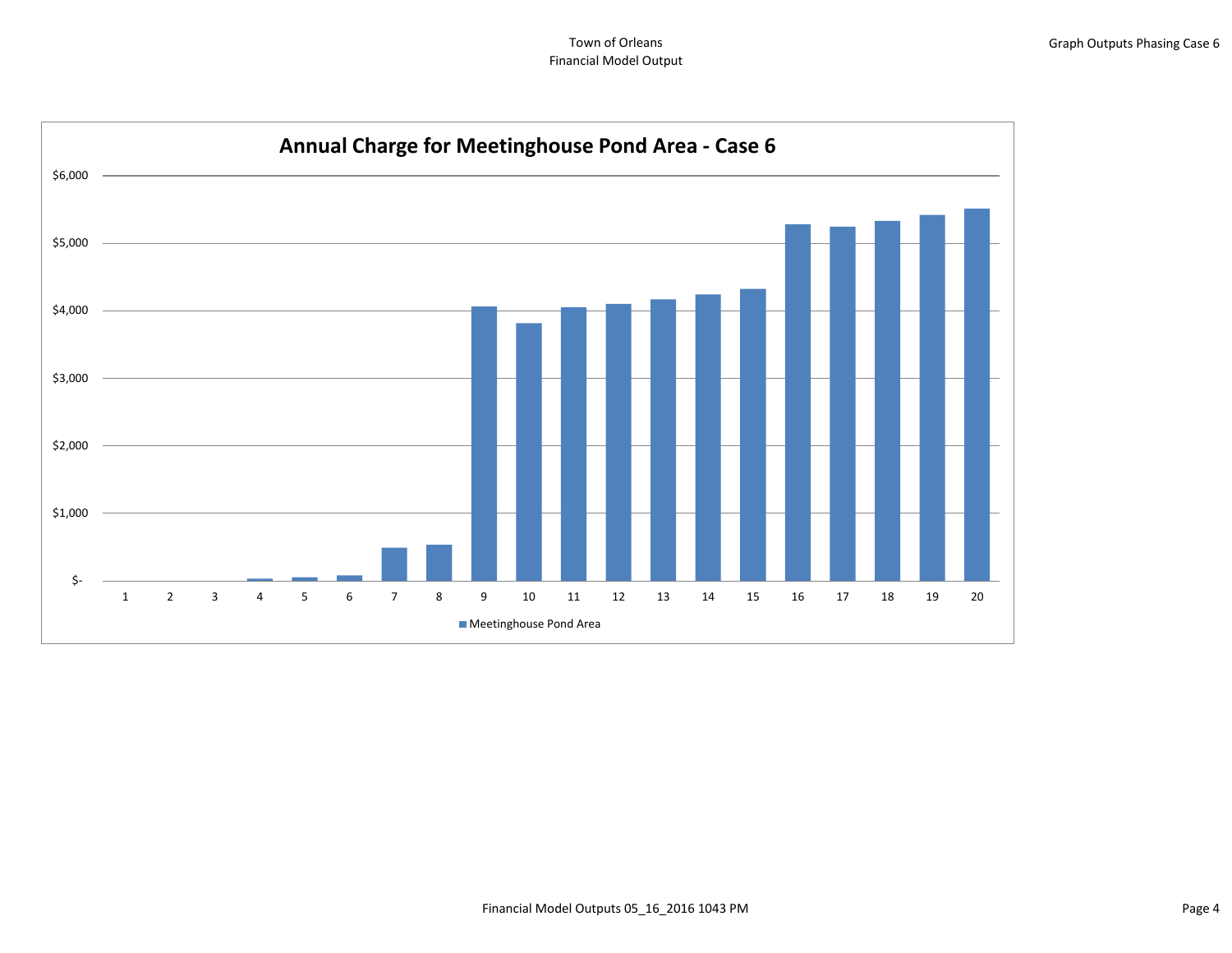## Annual Charge for Meetinghouse Pond Area - Case 6

| Year | Meetinghouse Pond Area |
|---|---|
| 1 | $- |
| 2 | $- |
| 3 | $- |
| 4 | ~$30 |
| 5 | ~$50 |
| 6 | ~$80 |
| 7 | ~$490 |
| 8 | ~$530 |
| 9 | ~$4,060 |
| 10 | ~$3,810 |
| 11 | ~$4,050 |
| 12 | ~$4,100 |
| 13 | ~$4,170 |
| 14 | ~$4,240 |
| 15 | ~$4,320 |
| 16 | ~$5,280 |
| 17 | ~$5,250 |
| 18 | ~$5,330 |
| 19 | ~$5,420 |
| 20 | ~$5,510 |

*Values estimated from bar chart (y-axis: $- to $6,000). Legend: Meetinghouse Pond Area*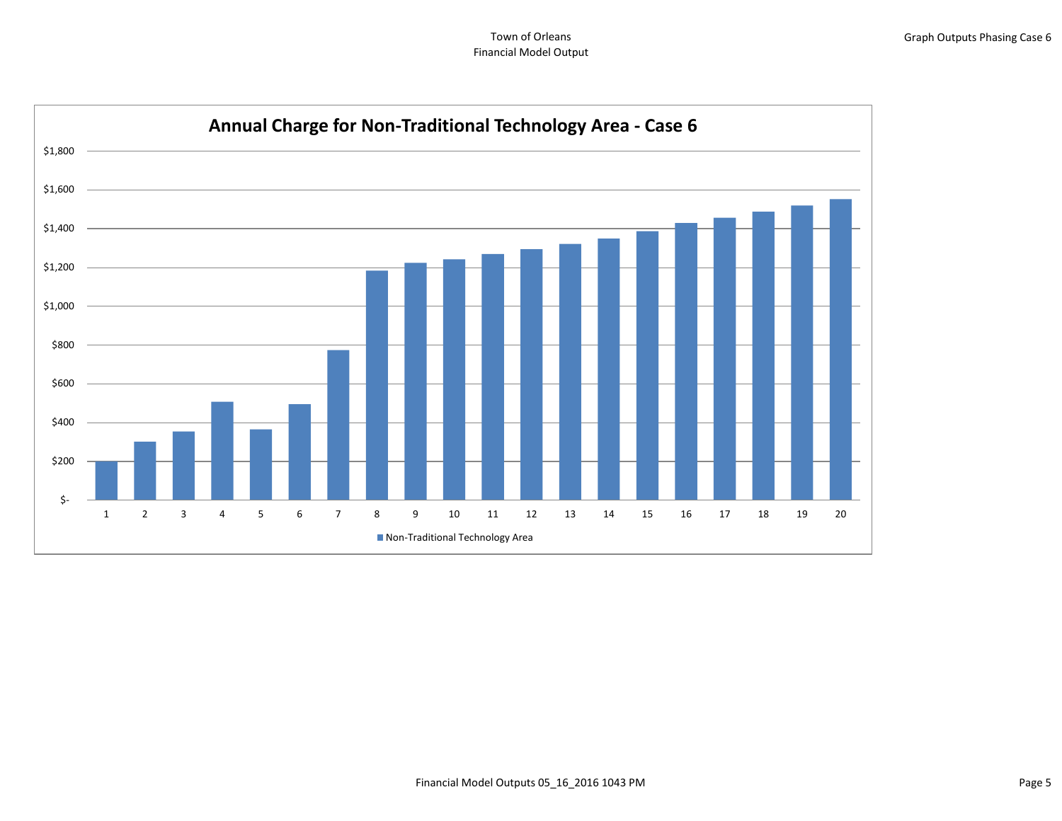Town of Orleans
Financial Model Output

Graph Outputs Phasing Case 6

## Annual Charge for Non-Traditional Technology Area - Case 6

$1,800
$1,600
$1,400
$1,200
$1,000
$800
$600
$400
$200
$-

1 2 3 4 5 6 7 8 9 10 11 12 13 14 15 16 17 18 19 20

■ Non-Traditional Technology Area

Financial Model Outputs 05_16_2016 1043 PM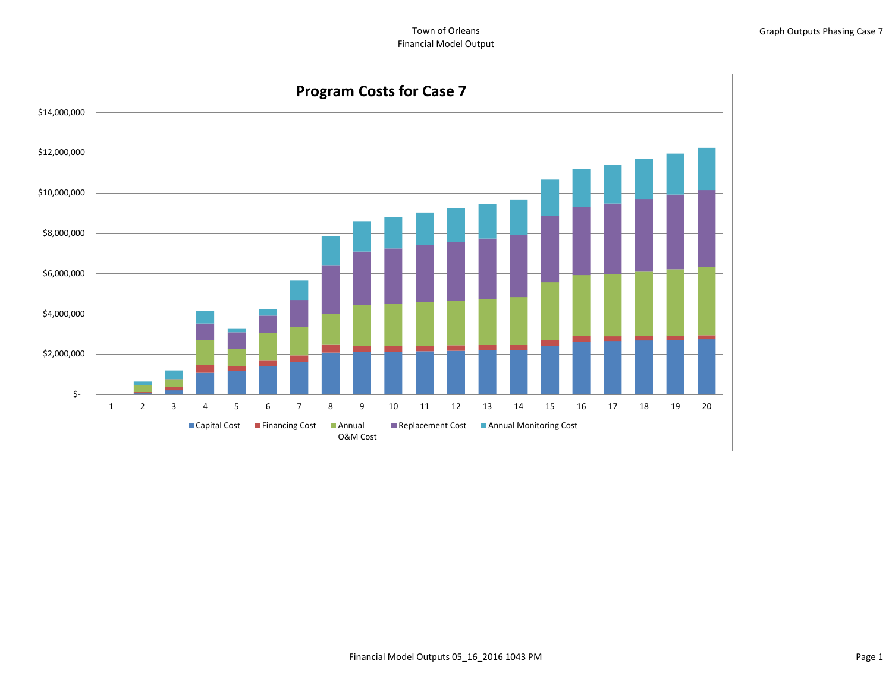Town of Orleans
Financial Model Output

Graph Outputs Phasing Case 7

## Program Costs for Case 7

$14,000,000
$12,000,000
$10,000,000
$8,000,000
$6,000,000
$4,000,000
$2,000,000
$-

1 2 3 4 5 6 7 8 9 10 11 12 13 14 15 16 17 18 19 20

Capital Cost | Financing Cost | Annual O&M Cost | Replacement Cost | Annual Monitoring Cost

Financial Model Outputs 05_16_2016 1043 PM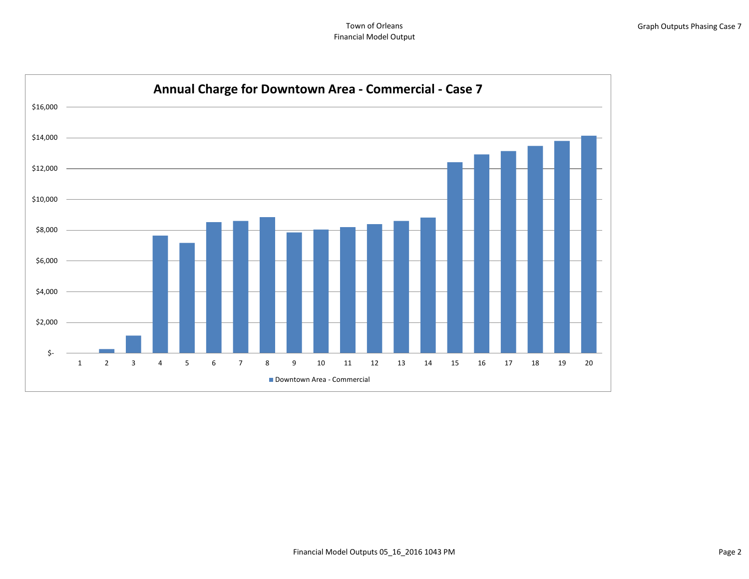Town of Orleans
Financial Model Output

Graph Outputs Phasing Case 7

**Annual Charge for Downtown Area - Commercial - Case 7**

$16,000
$14,000
$12,000
$10,000
$8,000
$6,000
$4,000
$2,000
$-

1 2 3 4 5 6 7 8 9 10 11 12 13 14 15 16 17 18 19 20

■ Downtown Area - Commercial

Financial Model Outputs 05_16_2016 1043 PM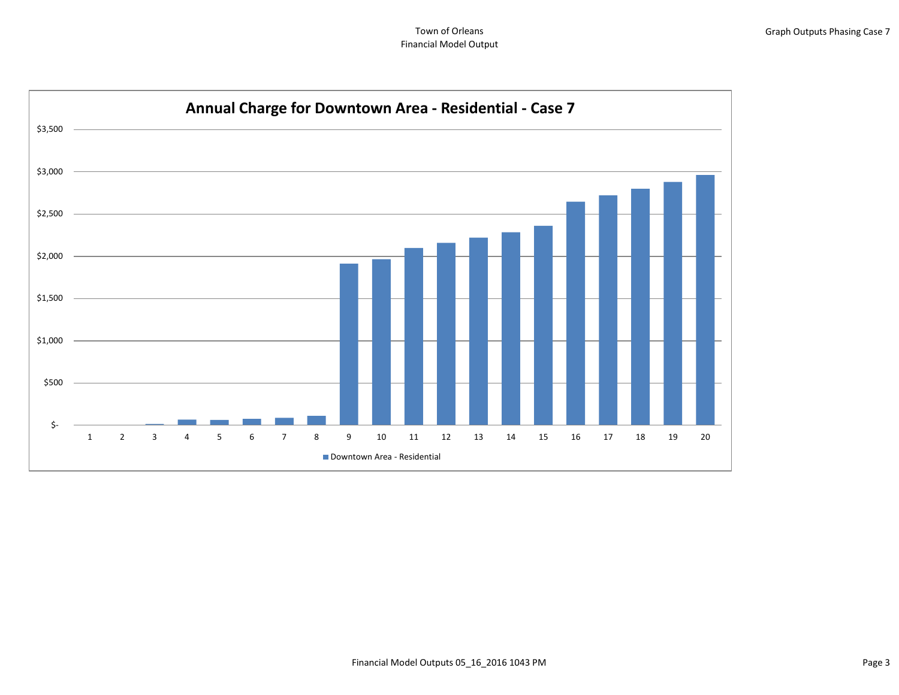Town of Orleans
Financial Model Output

Graph Outputs Phasing Case 7

**Annual Charge for Downtown Area - Residential - Case 7**

$3,500
$3,000
$2,500
$2,000
$1,500
$1,000
$500
$-

1 2 3 4 5 6 7 8 9 10 11 12 13 14 15 16 17 18 19 20

Downtown Area - Residential

Financial Model Outputs 05_16_2016 1043 PM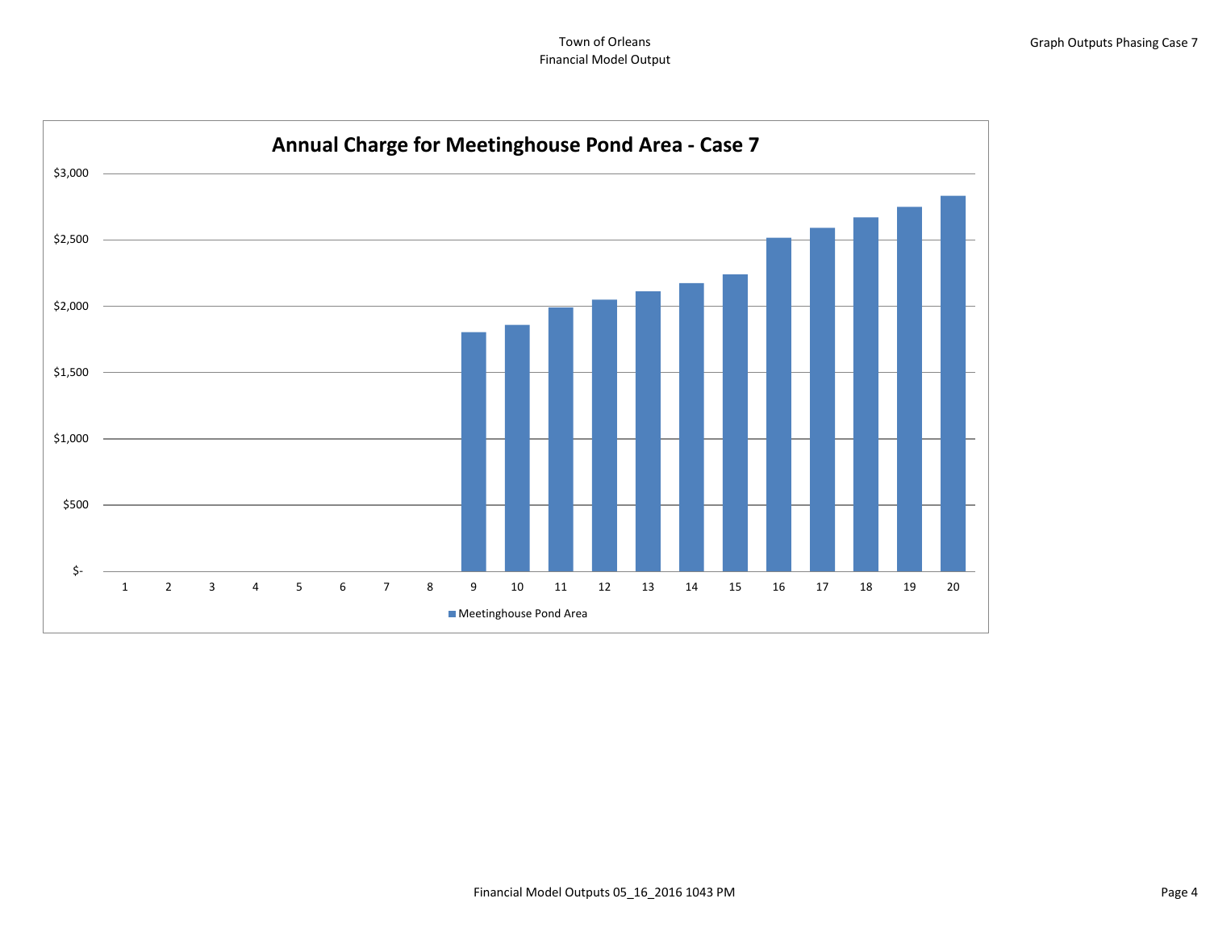Town of Orleans
Financial Model Output

Graph Outputs Phasing Case 7

## Annual Charge for Meetinghouse Pond Area - Case 7

$3,000
$2,500
$2,000
$1,500
$1,000
$500
$-

1 2 3 4 5 6 7 8 9 10 11 12 13 14 15 16 17 18 19 20

Meetinghouse Pond Area

Financial Model Outputs 05_16_2016 1043 PM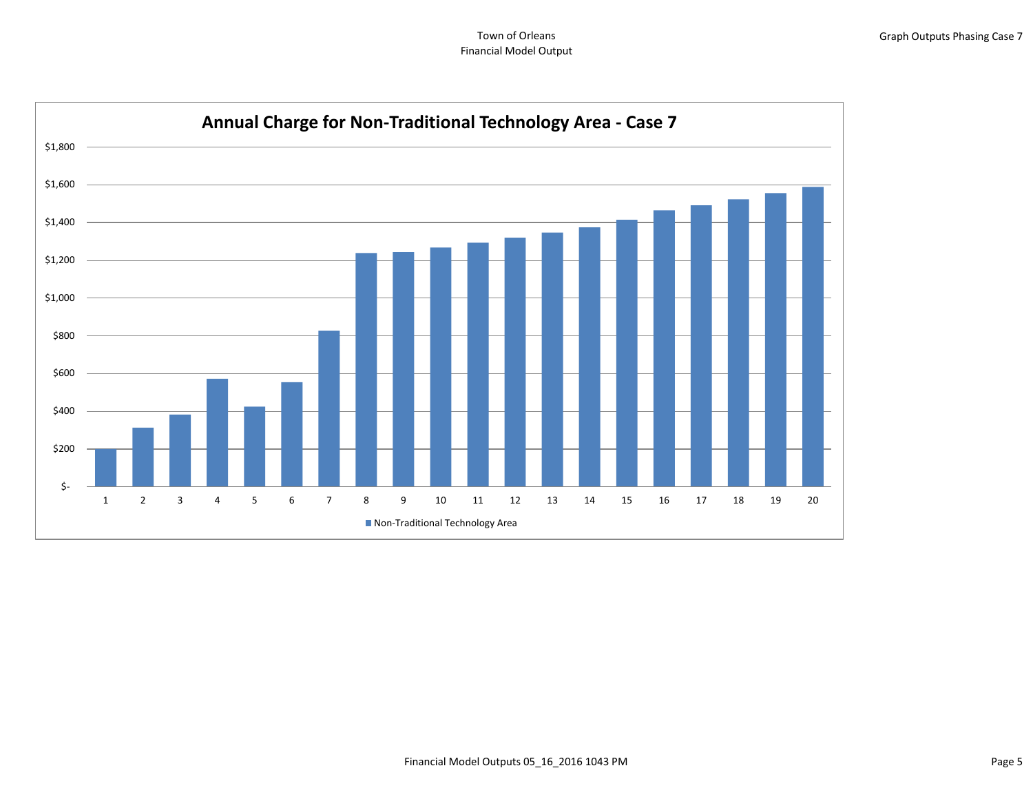Town of Orleans
Financial Model Output

Graph Outputs Phasing Case 7

**Annual Charge for Non-Traditional Technology Area - Case 7**

$1,800
$1,600
$1,400
$1,200
$1,000
$800
$600
$400
$200
$-

1 2 3 4 5 6 7 8 9 10 11 12 13 14 15 16 17 18 19 20

Non-Traditional Technology Area

Financial Model Outputs 05_16_2016 1043 PM